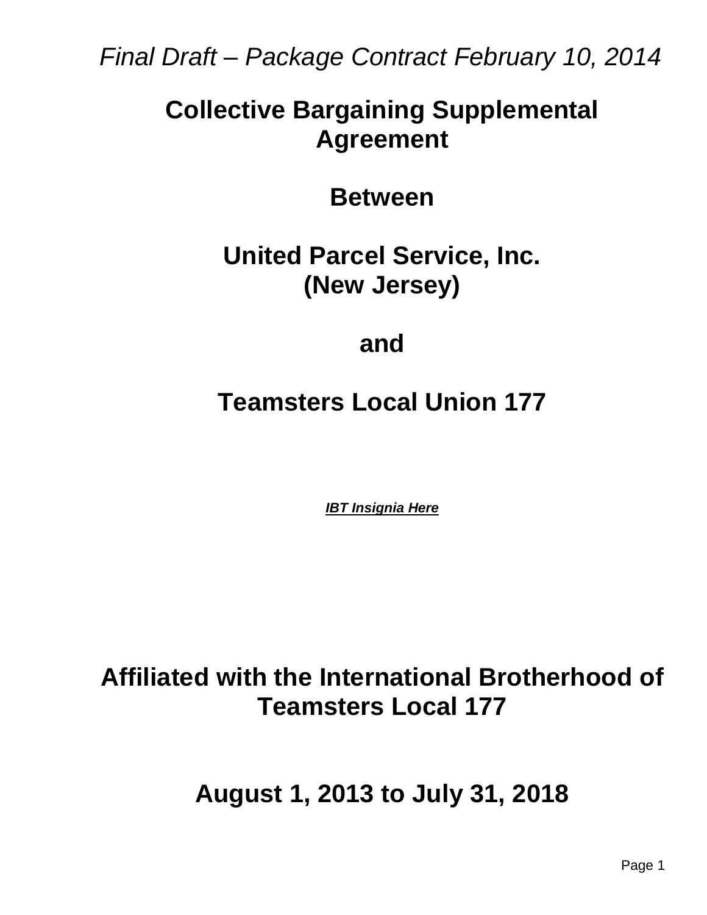*Final Draft – Package Contract February 10, 2014*

# Collective Bargaining Supplemental Agreement

# Between

# United Parcel Service, Inc. (New Jersey)

# and

# Teamsters Local Union 177

***IBT Insignia Here***

# Affiliated with the International Brotherhood of Teamsters Local 177

# August 1, 2013 to July 31, 2018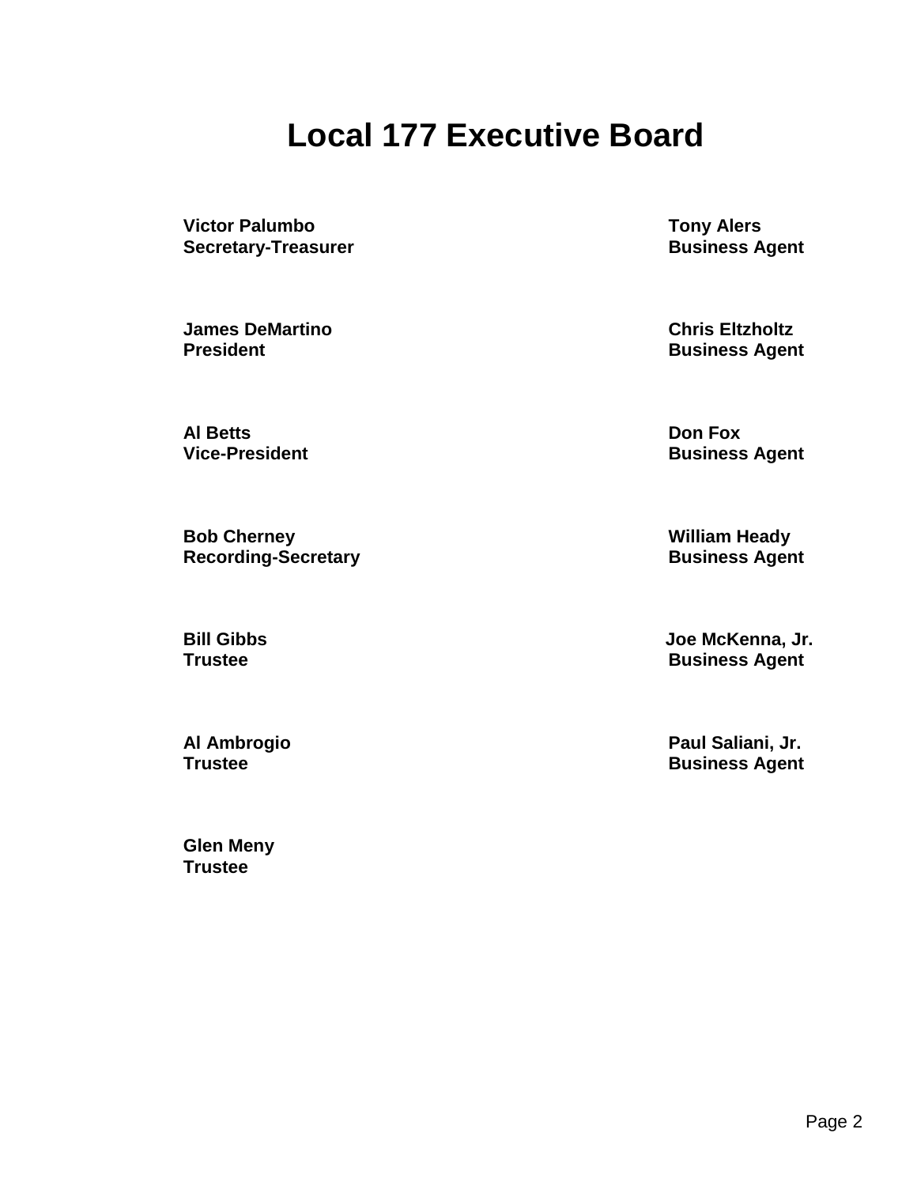# Local 177 Executive Board

**Victor Palumbo**
**Secretary-Treasurer**

**James DeMartino**
**President**

**Al Betts**
**Vice-President**

**Bob Cherney**
**Recording-Secretary**

**Bill Gibbs**
**Trustee**

**Al Ambrogio**
**Trustee**

**Glen Meny**
**Trustee**

**Tony Alers**
**Business Agent**

**Chris Eltzholtz**
**Business Agent**

**Don Fox**
**Business Agent**

**William Heady**
**Business Agent**

**Joe McKenna, Jr.**
**Business Agent**

**Paul Saliani, Jr.**
**Business Agent**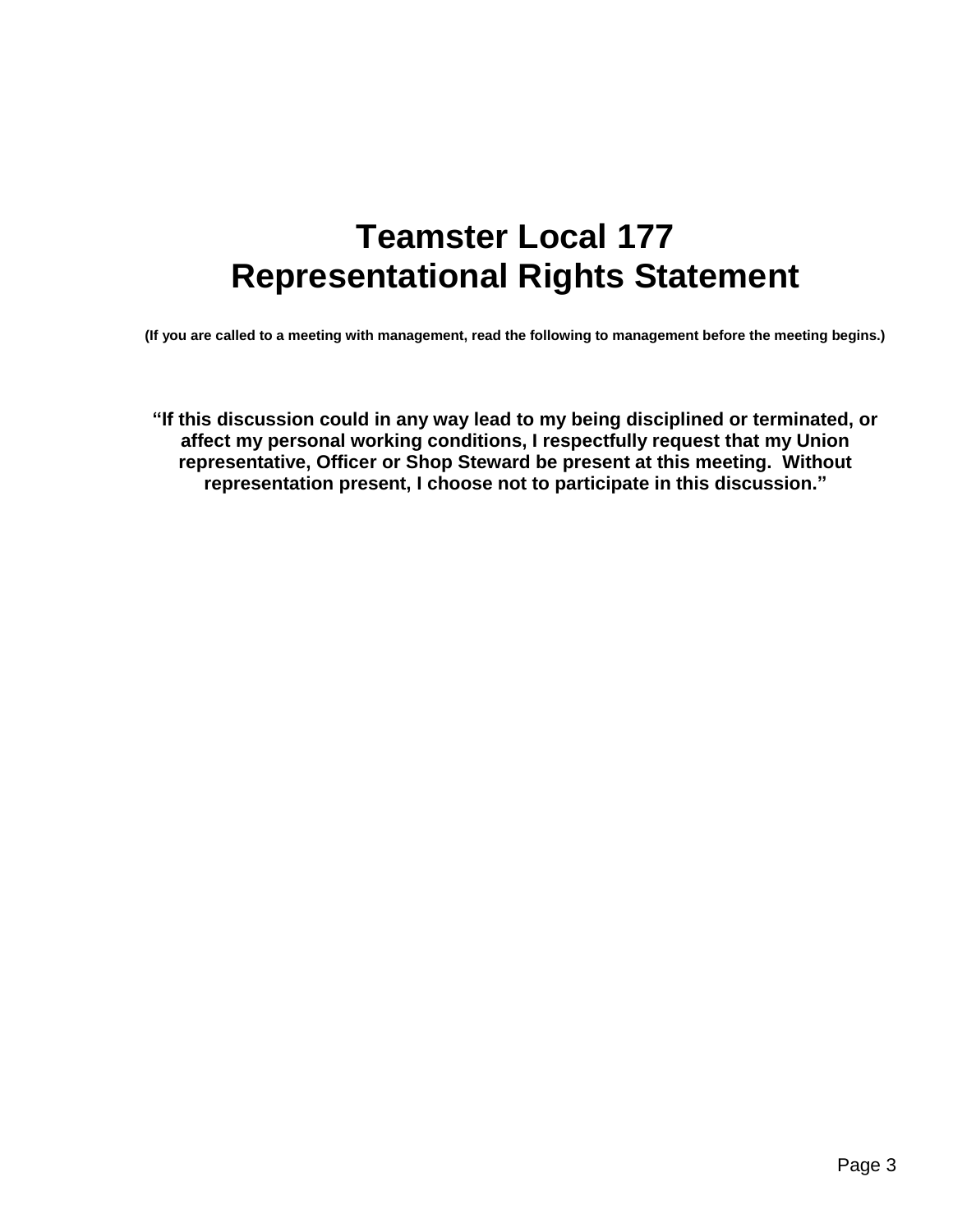# Teamster Local 177
# Representational Rights Statement

**(If you are called to a meeting with management, read the following to management before the meeting begins.)**

**"If this discussion could in any way lead to my being disciplined or terminated, or affect my personal working conditions, I respectfully request that my Union representative, Officer or Shop Steward be present at this meeting. Without representation present, I choose not to participate in this discussion."**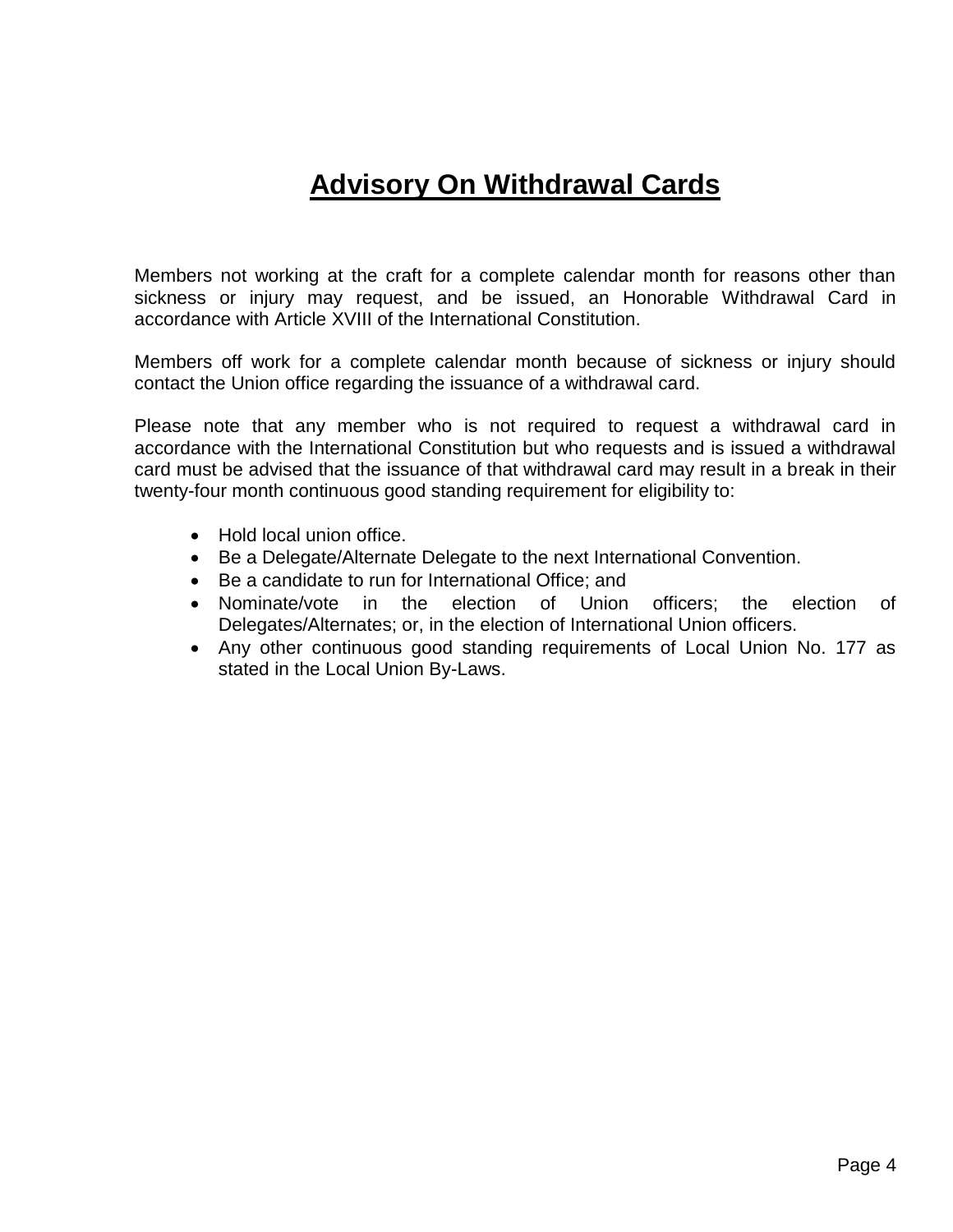# Advisory On Withdrawal Cards

Members not working at the craft for a complete calendar month for reasons other than sickness or injury may request, and be issued, an Honorable Withdrawal Card in accordance with Article XVIII of the International Constitution.

Members off work for a complete calendar month because of sickness or injury should contact the Union office regarding the issuance of a withdrawal card.

Please note that any member who is not required to request a withdrawal card in accordance with the International Constitution but who requests and is issued a withdrawal card must be advised that the issuance of that withdrawal card may result in a break in their twenty-four month continuous good standing requirement for eligibility to:

- Hold local union office.
- Be a Delegate/Alternate Delegate to the next International Convention.
- Be a candidate to run for International Office; and
- Nominate/vote in the election of Union officers; the election of Delegates/Alternates; or, in the election of International Union officers.
- Any other continuous good standing requirements of Local Union No. 177 as stated in the Local Union By-Laws.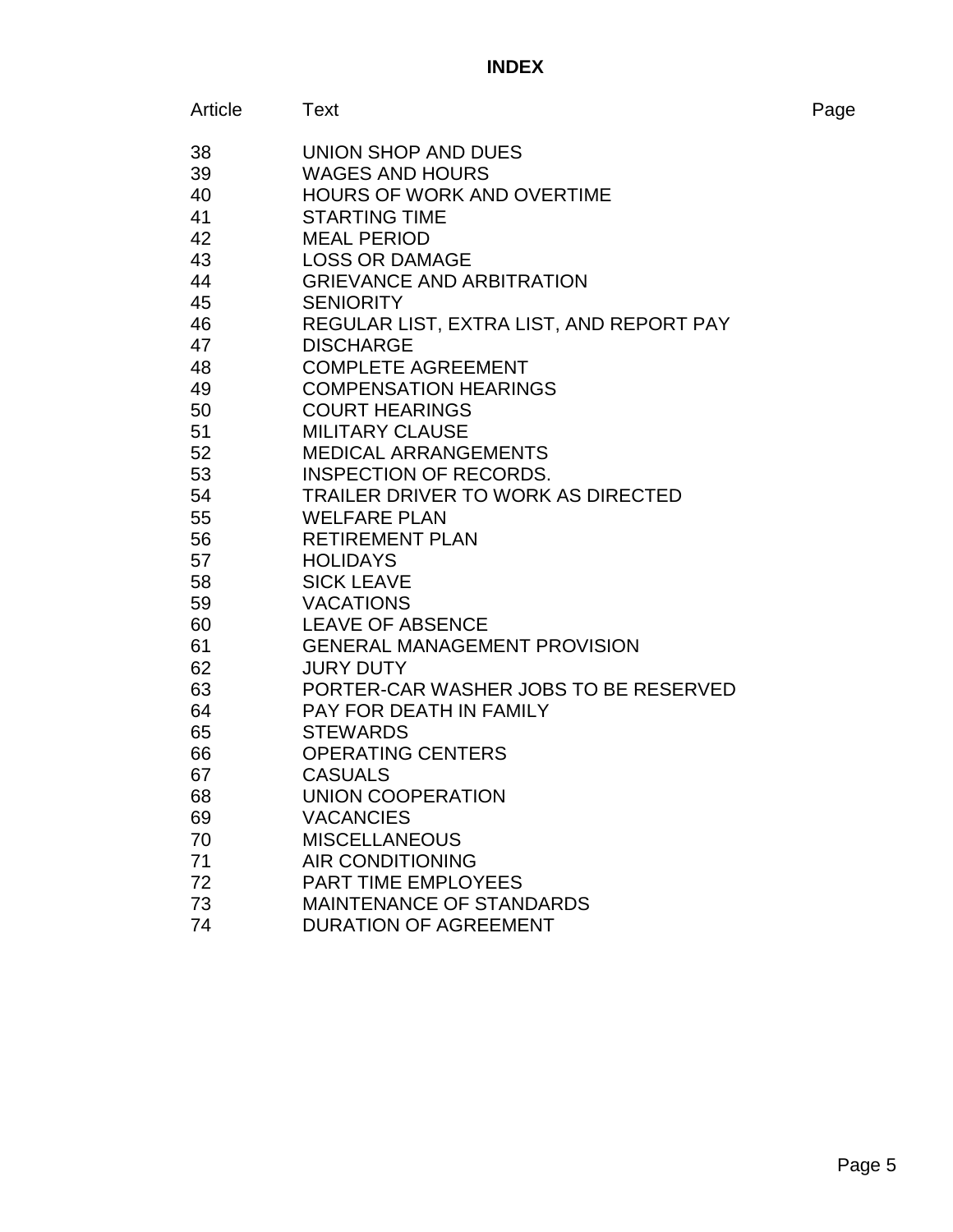# INDEX

| Article | Text | Page |
|---|---|---|
| 38 | UNION SHOP AND DUES | |
| 39 | WAGES AND HOURS | |
| 40 | HOURS OF WORK AND OVERTIME | |
| 41 | STARTING TIME | |
| 42 | MEAL PERIOD | |
| 43 | LOSS OR DAMAGE | |
| 44 | GRIEVANCE AND ARBITRATION | |
| 45 | SENIORITY | |
| 46 | REGULAR LIST, EXTRA LIST, AND REPORT PAY | |
| 47 | DISCHARGE | |
| 48 | COMPLETE AGREEMENT | |
| 49 | COMPENSATION HEARINGS | |
| 50 | COURT HEARINGS | |
| 51 | MILITARY CLAUSE | |
| 52 | MEDICAL ARRANGEMENTS | |
| 53 | INSPECTION OF RECORDS. | |
| 54 | TRAILER DRIVER TO WORK AS DIRECTED | |
| 55 | WELFARE PLAN | |
| 56 | RETIREMENT PLAN | |
| 57 | HOLIDAYS | |
| 58 | SICK LEAVE | |
| 59 | VACATIONS | |
| 60 | LEAVE OF ABSENCE | |
| 61 | GENERAL MANAGEMENT PROVISION | |
| 62 | JURY DUTY | |
| 63 | PORTER-CAR WASHER JOBS TO BE RESERVED | |
| 64 | PAY FOR DEATH IN FAMILY | |
| 65 | STEWARDS | |
| 66 | OPERATING CENTERS | |
| 67 | CASUALS | |
| 68 | UNION COOPERATION | |
| 69 | VACANCIES | |
| 70 | MISCELLANEOUS | |
| 71 | AIR CONDITIONING | |
| 72 | PART TIME EMPLOYEES | |
| 73 | MAINTENANCE OF STANDARDS | |
| 74 | DURATION OF AGREEMENT | |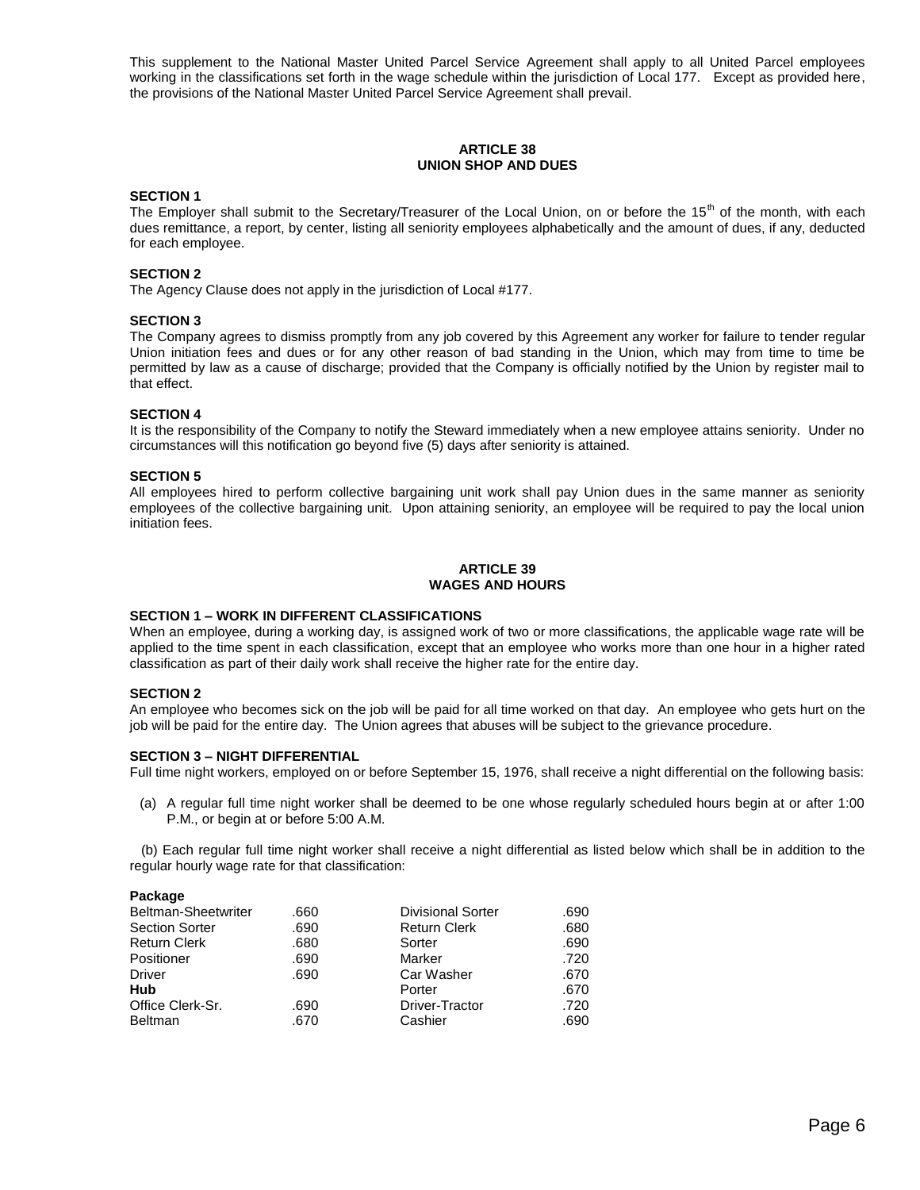This supplement to the National Master United Parcel Service Agreement shall apply to all United Parcel employees working in the classifications set forth in the wage schedule within the jurisdiction of Local 177. Except as provided here, the provisions of the National Master United Parcel Service Agreement shall prevail.

## ARTICLE 38
## UNION SHOP AND DUES

### SECTION 1

The Employer shall submit to the Secretary/Treasurer of the Local Union, on or before the 15th of the month, with each dues remittance, a report, by center, listing all seniority employees alphabetically and the amount of dues, if any, deducted for each employee.

### SECTION 2

The Agency Clause does not apply in the jurisdiction of Local #177.

### SECTION 3

The Company agrees to dismiss promptly from any job covered by this Agreement any worker for failure to tender regular Union initiation fees and dues or for any other reason of bad standing in the Union, which may from time to time be permitted by law as a cause of discharge; provided that the Company is officially notified by the Union by register mail to that effect.

### SECTION 4

It is the responsibility of the Company to notify the Steward immediately when a new employee attains seniority. Under no circumstances will this notification go beyond five (5) days after seniority is attained.

### SECTION 5

All employees hired to perform collective bargaining unit work shall pay Union dues in the same manner as seniority employees of the collective bargaining unit. Upon attaining seniority, an employee will be required to pay the local union initiation fees.

## ARTICLE 39
## WAGES AND HOURS

### SECTION 1 – WORK IN DIFFERENT CLASSIFICATIONS

When an employee, during a working day, is assigned work of two or more classifications, the applicable wage rate will be applied to the time spent in each classification, except that an employee who works more than one hour in a higher rated classification as part of their daily work shall receive the higher rate for the entire day.

### SECTION 2

An employee who becomes sick on the job will be paid for all time worked on that day. An employee who gets hurt on the job will be paid for the entire day. The Union agrees that abuses will be subject to the grievance procedure.

### SECTION 3 – NIGHT DIFFERENTIAL

Full time night workers, employed on or before September 15, 1976, shall receive a night differential on the following basis:

(a) A regular full time night worker shall be deemed to be one whose regularly scheduled hours begin at or after 1:00 P.M., or begin at or before 5:00 A.M.

(b) Each regular full time night worker shall receive a night differential as listed below which shall be in addition to the regular hourly wage rate for that classification:

| **Package** | | | |
|---|---|---|---|
| Beltman-Sheetwriter | .660 | Divisional Sorter | .690 |
| Section Sorter | .690 | Return Clerk | .680 |
| Return Clerk | .680 | Sorter | .690 |
| Positioner | .690 | Marker | .720 |
| Driver | .690 | Car Washer | .670 |
| **Hub** | | Porter | .670 |
| Office Clerk-Sr. | .690 | Driver-Tractor | .720 |
| Beltman | .670 | Cashier | .690 |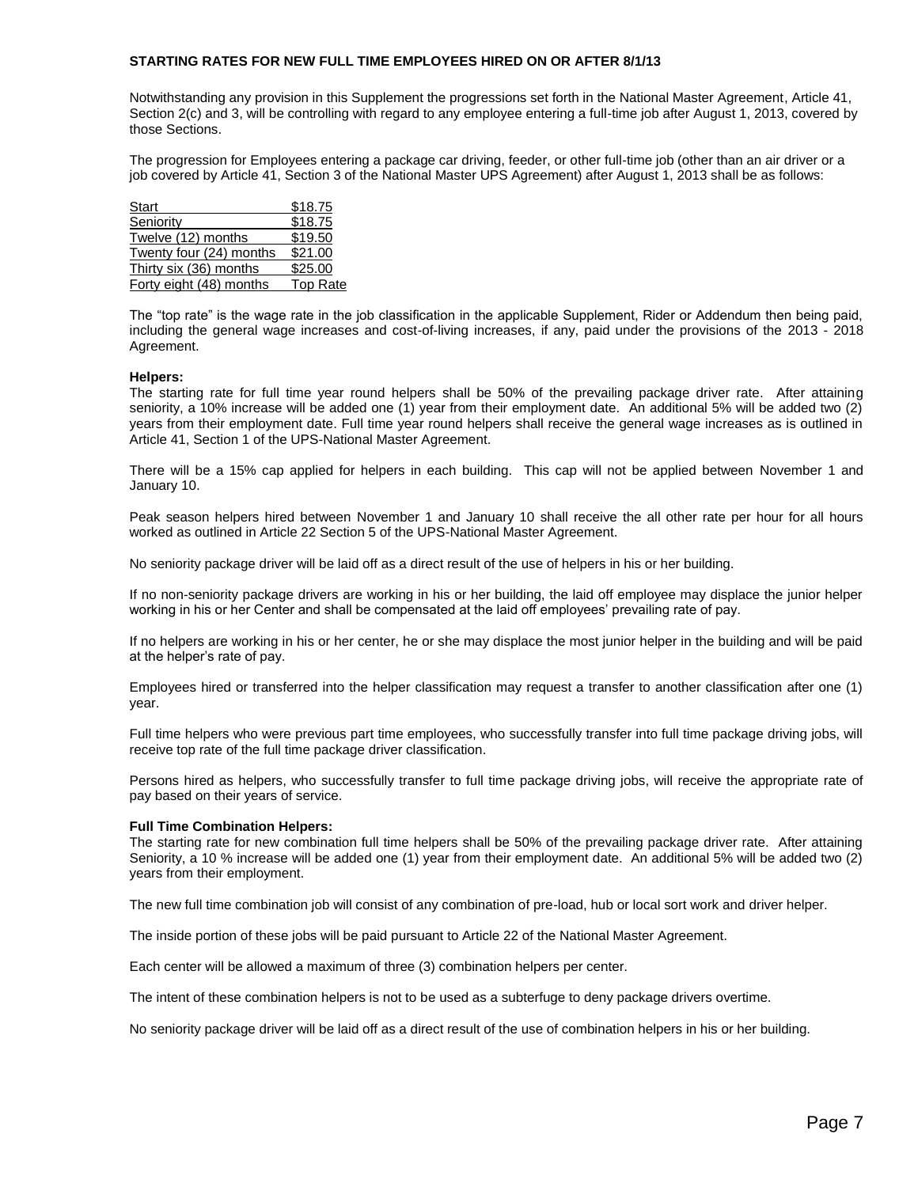**STARTING RATES FOR NEW FULL TIME EMPLOYEES HIRED ON OR AFTER 8/1/13**

Notwithstanding any provision in this Supplement the progressions set forth in the National Master Agreement, Article 41, Section 2(c) and 3, will be controlling with regard to any employee entering a full-time job after August 1, 2013, covered by those Sections.

The progression for Employees entering a package car driving, feeder, or other full-time job (other than an air driver or a job covered by Article 41, Section 3 of the National Master UPS Agreement) after August 1, 2013 shall be as follows:

| | |
|---|---|
| Start | \$18.75 |
| Seniority | \$18.75 |
| Twelve (12) months | \$19.50 |
| Twenty four (24) months | \$21.00 |
| Thirty six (36) months | \$25.00 |
| Forty eight (48) months | Top Rate |

The "top rate" is the wage rate in the job classification in the applicable Supplement, Rider or Addendum then being paid, including the general wage increases and cost-of-living increases, if any, paid under the provisions of the 2013 - 2018 Agreement.

**Helpers:**
The starting rate for full time year round helpers shall be 50% of the prevailing package driver rate. After attaining seniority, a 10% increase will be added one (1) year from their employment date. An additional 5% will be added two (2) years from their employment date. Full time year round helpers shall receive the general wage increases as is outlined in Article 41, Section 1 of the UPS-National Master Agreement.

There will be a 15% cap applied for helpers in each building. This cap will not be applied between November 1 and January 10.

Peak season helpers hired between November 1 and January 10 shall receive the all other rate per hour for all hours worked as outlined in Article 22 Section 5 of the UPS-National Master Agreement.

No seniority package driver will be laid off as a direct result of the use of helpers in his or her building.

If no non-seniority package drivers are working in his or her building, the laid off employee may displace the junior helper working in his or her Center and shall be compensated at the laid off employees' prevailing rate of pay.

If no helpers are working in his or her center, he or she may displace the most junior helper in the building and will be paid at the helper's rate of pay.

Employees hired or transferred into the helper classification may request a transfer to another classification after one (1) year.

Full time helpers who were previous part time employees, who successfully transfer into full time package driving jobs, will receive top rate of the full time package driver classification.

Persons hired as helpers, who successfully transfer to full time package driving jobs, will receive the appropriate rate of pay based on their years of service.

**Full Time Combination Helpers:**
The starting rate for new combination full time helpers shall be 50% of the prevailing package driver rate. After attaining Seniority, a 10 % increase will be added one (1) year from their employment date. An additional 5% will be added two (2) years from their employment.

The new full time combination job will consist of any combination of pre-load, hub or local sort work and driver helper.

The inside portion of these jobs will be paid pursuant to Article 22 of the National Master Agreement.

Each center will be allowed a maximum of three (3) combination helpers per center.

The intent of these combination helpers is not to be used as a subterfuge to deny package drivers overtime.

No seniority package driver will be laid off as a direct result of the use of combination helpers in his or her building.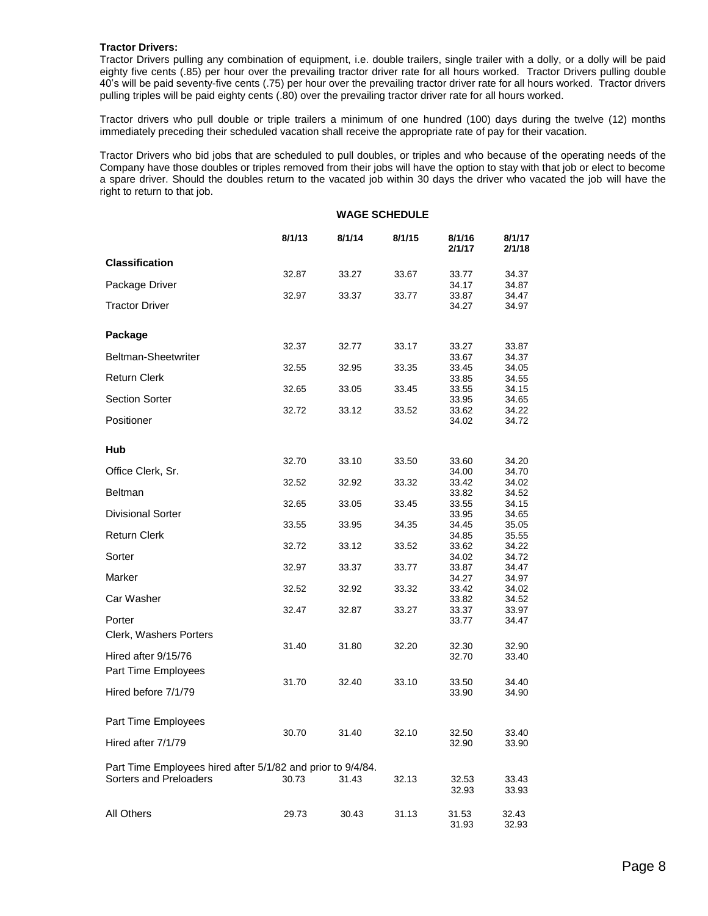**Tractor Drivers:**

Tractor Drivers pulling any combination of equipment, i.e. double trailers, single trailer with a dolly, or a dolly will be paid eighty five cents (.85) per hour over the prevailing tractor driver rate for all hours worked. Tractor Drivers pulling double 40's will be paid seventy-five cents (.75) per hour over the prevailing tractor driver rate for all hours worked. Tractor drivers pulling triples will be paid eighty cents (.80) over the prevailing tractor driver rate for all hours worked.

Tractor drivers who pull double or triple trailers a minimum of one hundred (100) days during the twelve (12) months immediately preceding their scheduled vacation shall receive the appropriate rate of pay for their vacation.

Tractor Drivers who bid jobs that are scheduled to pull doubles, or triples and who because of the operating needs of the Company have those doubles or triples removed from their jobs will have the option to stay with that job or elect to become a spare driver. Should the doubles return to the vacated job within 30 days the driver who vacated the job will have the right to return to that job.

**WAGE SCHEDULE**

| | 8/1/13 | 8/1/14 | 8/1/15 | 8/1/16<br>2/1/17 | 8/1/17<br>2/1/18 |
|---|---|---|---|---|---|
| **Classification** | | | | | |
| Package Driver | 32.87 | 33.27 | 33.67 | 33.77<br>34.17 | 34.37<br>34.87 |
| Tractor Driver | 32.97 | 33.37 | 33.77 | 33.87<br>34.27 | 34.47<br>34.97 |
| **Package** | | | | | |
| Beltman-Sheetwriter | 32.37 | 32.77 | 33.17 | 33.27<br>33.67 | 33.87<br>34.37 |
| Return Clerk | 32.55 | 32.95 | 33.35 | 33.45<br>33.85 | 34.05<br>34.55 |
| Section Sorter | 32.65 | 33.05 | 33.45 | 33.55<br>33.95 | 34.15<br>34.65 |
| Positioner | 32.72 | 33.12 | 33.52 | 33.62<br>34.02 | 34.22<br>34.72 |
| **Hub** | | | | | |
| Office Clerk, Sr. | 32.70 | 33.10 | 33.50 | 33.60<br>34.00 | 34.20<br>34.70 |
| Beltman | 32.52 | 32.92 | 33.32 | 33.42<br>33.82 | 34.02<br>34.52 |
| Divisional Sorter | 32.65 | 33.05 | 33.45 | 33.55<br>33.95 | 34.15<br>34.65 |
| Return Clerk | 33.55 | 33.95 | 34.35 | 34.45<br>34.85 | 35.05<br>35.55 |
| Sorter | 32.72 | 33.12 | 33.52 | 33.62<br>34.02 | 34.22<br>34.72 |
| Marker | 32.97 | 33.37 | 33.77 | 33.87<br>34.27 | 34.47<br>34.97 |
| Car Washer | 32.52 | 32.92 | 33.32 | 33.42<br>33.82 | 34.02<br>34.52 |
| Porter | 32.47 | 32.87 | 33.27 | 33.37<br>33.77 | 33.97<br>34.47 |
| Clerk, Washers Porters | | | | | |
| Hired after 9/15/76 | 31.40 | 31.80 | 32.20 | 32.30<br>32.70 | 32.90<br>33.40 |
| Part Time Employees | | | | | |
| Hired before 7/1/79 | 31.70 | 32.40 | 33.10 | 33.50<br>33.90 | 34.40<br>34.90 |
| Part Time Employees | | | | | |
| Hired after 7/1/79 | 30.70 | 31.40 | 32.10 | 32.50<br>32.90 | 33.40<br>33.90 |
| Part Time Employees hired after 5/1/82 and prior to 9/4/84. | | | | | |
| Sorters and Preloaders | 30.73 | 31.43 | 32.13 | 32.53<br>32.93 | 33.43<br>33.93 |
| All Others | 29.73 | 30.43 | 31.13 | 31.53<br>31.93 | 32.43<br>32.93 |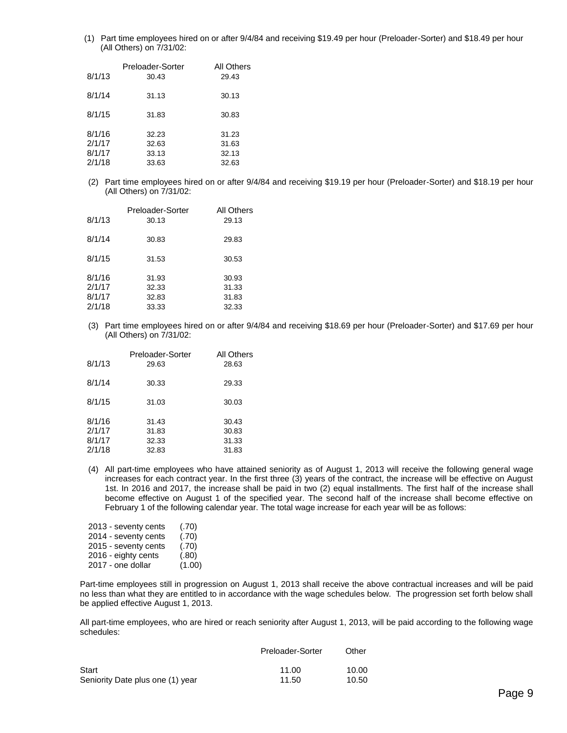(1) Part time employees hired on or after 9/4/84 and receiving $19.49 per hour (Preloader-Sorter) and $18.49 per hour (All Others) on 7/31/02:

| | Preloader-Sorter | All Others |
|---|---|---|
| 8/1/13 | 30.43 | 29.43 |
| 8/1/14 | 31.13 | 30.13 |
| 8/1/15 | 31.83 | 30.83 |
| 8/1/16 | 32.23 | 31.23 |
| 2/1/17 | 32.63 | 31.63 |
| 8/1/17 | 33.13 | 32.13 |
| 2/1/18 | 33.63 | 32.63 |

(2) Part time employees hired on or after 9/4/84 and receiving $19.19 per hour (Preloader-Sorter) and $18.19 per hour (All Others) on 7/31/02:

| | Preloader-Sorter | All Others |
|---|---|---|
| 8/1/13 | 30.13 | 29.13 |
| 8/1/14 | 30.83 | 29.83 |
| 8/1/15 | 31.53 | 30.53 |
| 8/1/16 | 31.93 | 30.93 |
| 2/1/17 | 32.33 | 31.33 |
| 8/1/17 | 32.83 | 31.83 |
| 2/1/18 | 33.33 | 32.33 |

(3) Part time employees hired on or after 9/4/84 and receiving $18.69 per hour (Preloader-Sorter) and $17.69 per hour (All Others) on 7/31/02:

| | Preloader-Sorter | All Others |
|---|---|---|
| 8/1/13 | 29.63 | 28.63 |
| 8/1/14 | 30.33 | 29.33 |
| 8/1/15 | 31.03 | 30.03 |
| 8/1/16 | 31.43 | 30.43 |
| 2/1/17 | 31.83 | 30.83 |
| 8/1/17 | 32.33 | 31.33 |
| 2/1/18 | 32.83 | 31.83 |

(4) All part-time employees who have attained seniority as of August 1, 2013 will receive the following general wage increases for each contract year. In the first three (3) years of the contract, the increase will be effective on August 1st. In 2016 and 2017, the increase shall be paid in two (2) equal installments. The first half of the increase shall become effective on August 1 of the specified year. The second half of the increase shall become effective on February 1 of the following calendar year. The total wage increase for each year will be as follows:

| | |
|---|---|
| 2013 - seventy cents | (.70) |
| 2014 - seventy cents | (.70) |
| 2015 - seventy cents | (.70) |
| 2016 - eighty cents | (.80) |
| 2017 - one dollar | (1.00) |

Part-time employees still in progression on August 1, 2013 shall receive the above contractual increases and will be paid no less than what they are entitled to in accordance with the wage schedules below. The progression set forth below shall be applied effective August 1, 2013.

All part-time employees, who are hired or reach seniority after August 1, 2013, will be paid according to the following wage schedules:

| | Preloader-Sorter | Other |
|---|---|---|
| Start | 11.00 | 10.00 |
| Seniority Date plus one (1) year | 11.50 | 10.50 |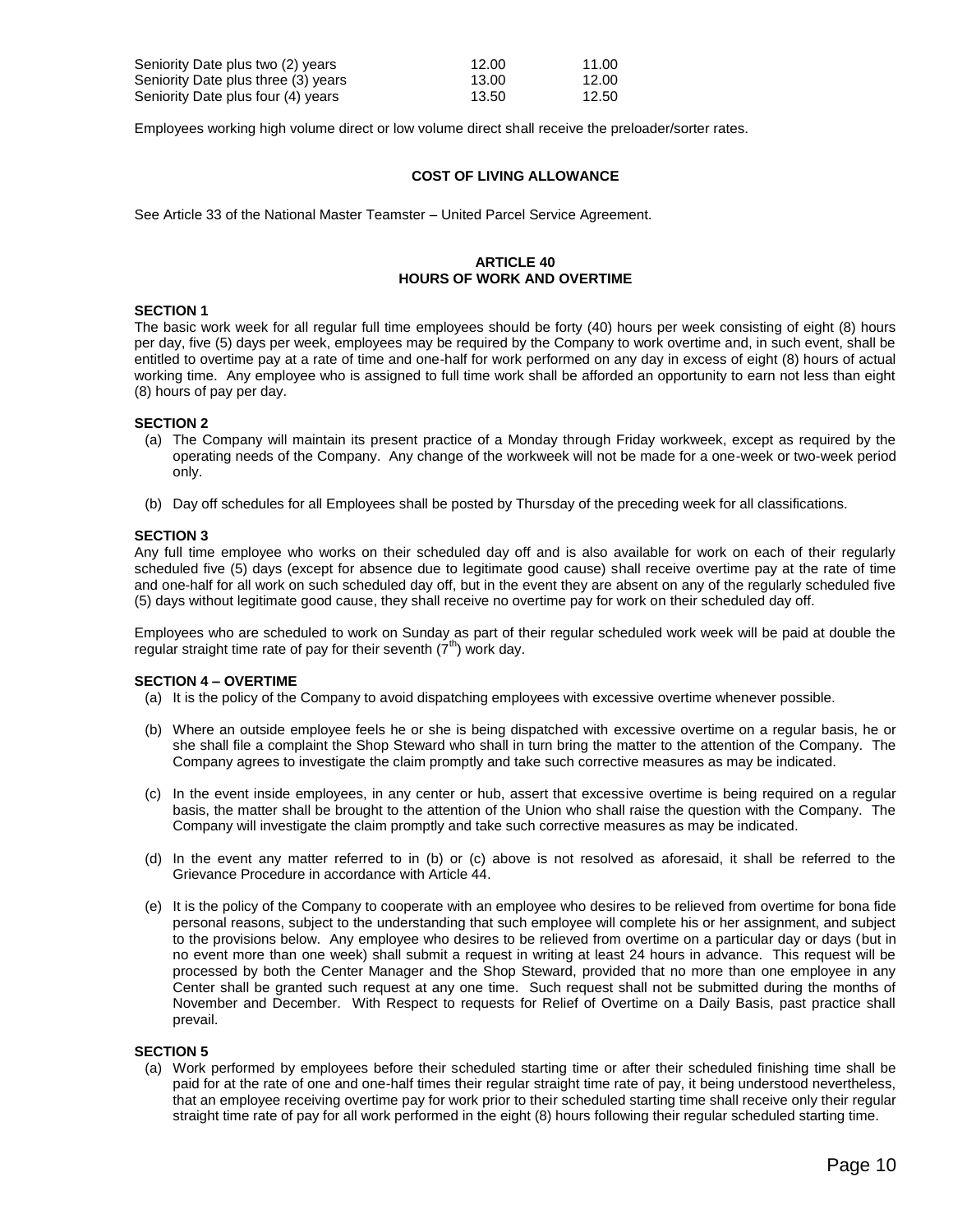| | | |
|---|---|---|
| Seniority Date plus two (2) years | 12.00 | 11.00 |
| Seniority Date plus three (3) years | 13.00 | 12.00 |
| Seniority Date plus four (4) years | 13.50 | 12.50 |

Employees working high volume direct or low volume direct shall receive the preloader/sorter rates.

**COST OF LIVING ALLOWANCE**

See Article 33 of the National Master Teamster – United Parcel Service Agreement.

## ARTICLE 40
## HOURS OF WORK AND OVERTIME

**SECTION 1**

The basic work week for all regular full time employees should be forty (40) hours per week consisting of eight (8) hours per day, five (5) days per week, employees may be required by the Company to work overtime and, in such event, shall be entitled to overtime pay at a rate of time and one-half for work performed on any day in excess of eight (8) hours of actual working time. Any employee who is assigned to full time work shall be afforded an opportunity to earn not less than eight (8) hours of pay per day.

**SECTION 2**

(a) The Company will maintain its present practice of a Monday through Friday workweek, except as required by the operating needs of the Company. Any change of the workweek will not be made for a one-week or two-week period only.

(b) Day off schedules for all Employees shall be posted by Thursday of the preceding week for all classifications.

**SECTION 3**

Any full time employee who works on their scheduled day off and is also available for work on each of their regularly scheduled five (5) days (except for absence due to legitimate good cause) shall receive overtime pay at the rate of time and one-half for all work on such scheduled day off, but in the event they are absent on any of the regularly scheduled five (5) days without legitimate good cause, they shall receive no overtime pay for work on their scheduled day off.

Employees who are scheduled to work on Sunday as part of their regular scheduled work week will be paid at double the regular straight time rate of pay for their seventh ($7^{th}$) work day.

**SECTION 4 – OVERTIME**

(a) It is the policy of the Company to avoid dispatching employees with excessive overtime whenever possible.

(b) Where an outside employee feels he or she is being dispatched with excessive overtime on a regular basis, he or she shall file a complaint the Shop Steward who shall in turn bring the matter to the attention of the Company. The Company agrees to investigate the claim promptly and take such corrective measures as may be indicated.

(c) In the event inside employees, in any center or hub, assert that excessive overtime is being required on a regular basis, the matter shall be brought to the attention of the Union who shall raise the question with the Company. The Company will investigate the claim promptly and take such corrective measures as may be indicated.

(d) In the event any matter referred to in (b) or (c) above is not resolved as aforesaid, it shall be referred to the Grievance Procedure in accordance with Article 44.

(e) It is the policy of the Company to cooperate with an employee who desires to be relieved from overtime for bona fide personal reasons, subject to the understanding that such employee will complete his or her assignment, and subject to the provisions below. Any employee who desires to be relieved from overtime on a particular day or days (but in no event more than one week) shall submit a request in writing at least 24 hours in advance. This request will be processed by both the Center Manager and the Shop Steward, provided that no more than one employee in any Center shall be granted such request at any one time. Such request shall not be submitted during the months of November and December. With Respect to requests for Relief of Overtime on a Daily Basis, past practice shall prevail.

**SECTION 5**

(a) Work performed by employees before their scheduled starting time or after their scheduled finishing time shall be paid for at the rate of one and one-half times their regular straight time rate of pay, it being understood nevertheless, that an employee receiving overtime pay for work prior to their scheduled starting time shall receive only their regular straight time rate of pay for all work performed in the eight (8) hours following their regular scheduled starting time.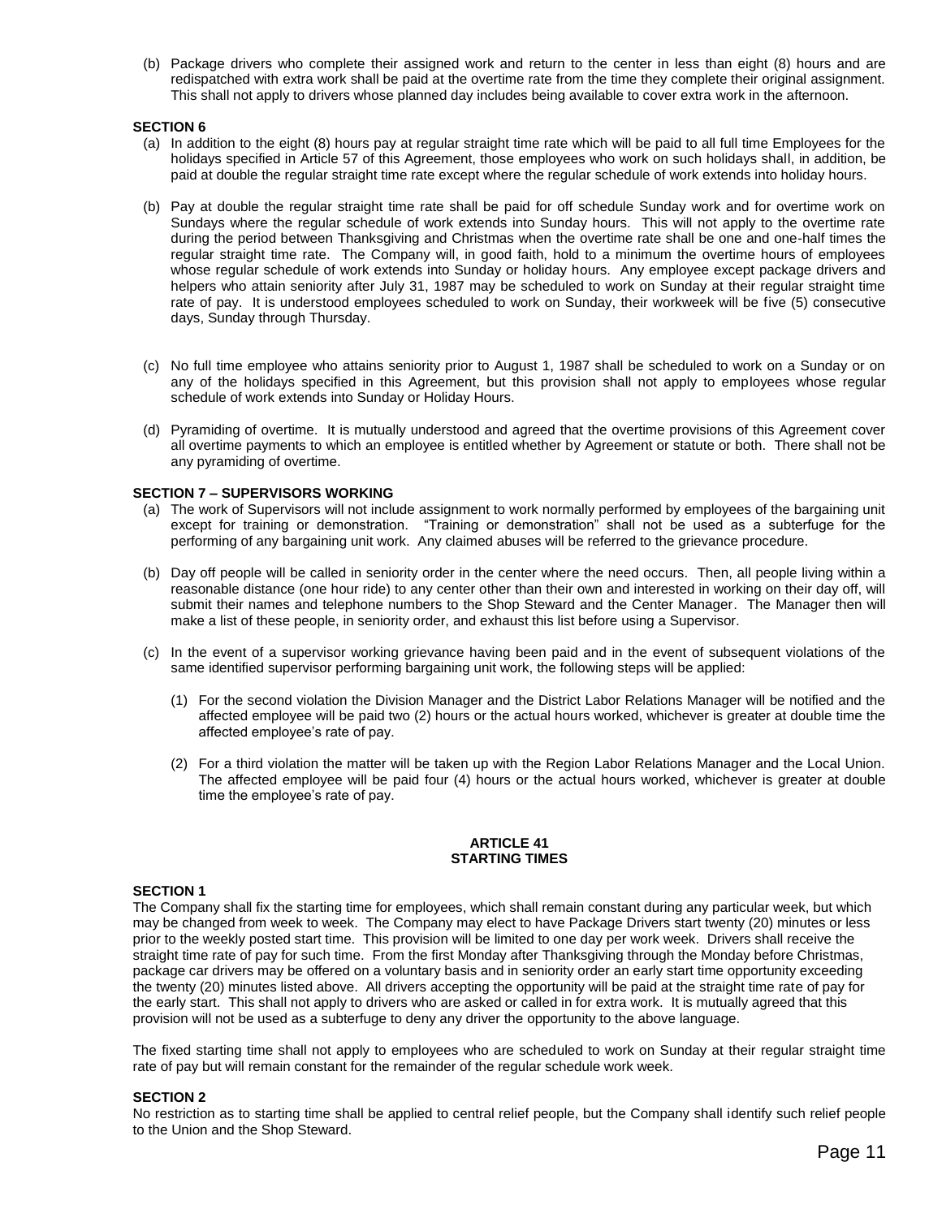(b) Package drivers who complete their assigned work and return to the center in less than eight (8) hours and are redispatched with extra work shall be paid at the overtime rate from the time they complete their original assignment. This shall not apply to drivers whose planned day includes being available to cover extra work in the afternoon.

**SECTION 6**

(a) In addition to the eight (8) hours pay at regular straight time rate which will be paid to all full time Employees for the holidays specified in Article 57 of this Agreement, those employees who work on such holidays shall, in addition, be paid at double the regular straight time rate except where the regular schedule of work extends into holiday hours.

(b) Pay at double the regular straight time rate shall be paid for off schedule Sunday work and for overtime work on Sundays where the regular schedule of work extends into Sunday hours. This will not apply to the overtime rate during the period between Thanksgiving and Christmas when the overtime rate shall be one and one-half times the regular straight time rate. The Company will, in good faith, hold to a minimum the overtime hours of employees whose regular schedule of work extends into Sunday or holiday hours. Any employee except package drivers and helpers who attain seniority after July 31, 1987 may be scheduled to work on Sunday at their regular straight time rate of pay. It is understood employees scheduled to work on Sunday, their workweek will be five (5) consecutive days, Sunday through Thursday.

(c) No full time employee who attains seniority prior to August 1, 1987 shall be scheduled to work on a Sunday or on any of the holidays specified in this Agreement, but this provision shall not apply to employees whose regular schedule of work extends into Sunday or Holiday Hours.

(d) Pyramiding of overtime. It is mutually understood and agreed that the overtime provisions of this Agreement cover all overtime payments to which an employee is entitled whether by Agreement or statute or both. There shall not be any pyramiding of overtime.

**SECTION 7 – SUPERVISORS WORKING**

(a) The work of Supervisors will not include assignment to work normally performed by employees of the bargaining unit except for training or demonstration. "Training or demonstration" shall not be used as a subterfuge for the performing of any bargaining unit work. Any claimed abuses will be referred to the grievance procedure.

(b) Day off people will be called in seniority order in the center where the need occurs. Then, all people living within a reasonable distance (one hour ride) to any center other than their own and interested in working on their day off, will submit their names and telephone numbers to the Shop Steward and the Center Manager. The Manager then will make a list of these people, in seniority order, and exhaust this list before using a Supervisor.

(c) In the event of a supervisor working grievance having been paid and in the event of subsequent violations of the same identified supervisor performing bargaining unit work, the following steps will be applied:

(1) For the second violation the Division Manager and the District Labor Relations Manager will be notified and the affected employee will be paid two (2) hours or the actual hours worked, whichever is greater at double time the affected employee's rate of pay.

(2) For a third violation the matter will be taken up with the Region Labor Relations Manager and the Local Union. The affected employee will be paid four (4) hours or the actual hours worked, whichever is greater at double time the employee's rate of pay.

## ARTICLE 41
## STARTING TIMES

**SECTION 1**

The Company shall fix the starting time for employees, which shall remain constant during any particular week, but which may be changed from week to week. The Company may elect to have Package Drivers start twenty (20) minutes or less prior to the weekly posted start time. This provision will be limited to one day per work week. Drivers shall receive the straight time rate of pay for such time. From the first Monday after Thanksgiving through the Monday before Christmas, package car drivers may be offered on a voluntary basis and in seniority order an early start time opportunity exceeding the twenty (20) minutes listed above. All drivers accepting the opportunity will be paid at the straight time rate of pay for the early start. This shall not apply to drivers who are asked or called in for extra work. It is mutually agreed that this provision will not be used as a subterfuge to deny any driver the opportunity to the above language.

The fixed starting time shall not apply to employees who are scheduled to work on Sunday at their regular straight time rate of pay but will remain constant for the remainder of the regular schedule work week.

**SECTION 2**

No restriction as to starting time shall be applied to central relief people, but the Company shall identify such relief people to the Union and the Shop Steward.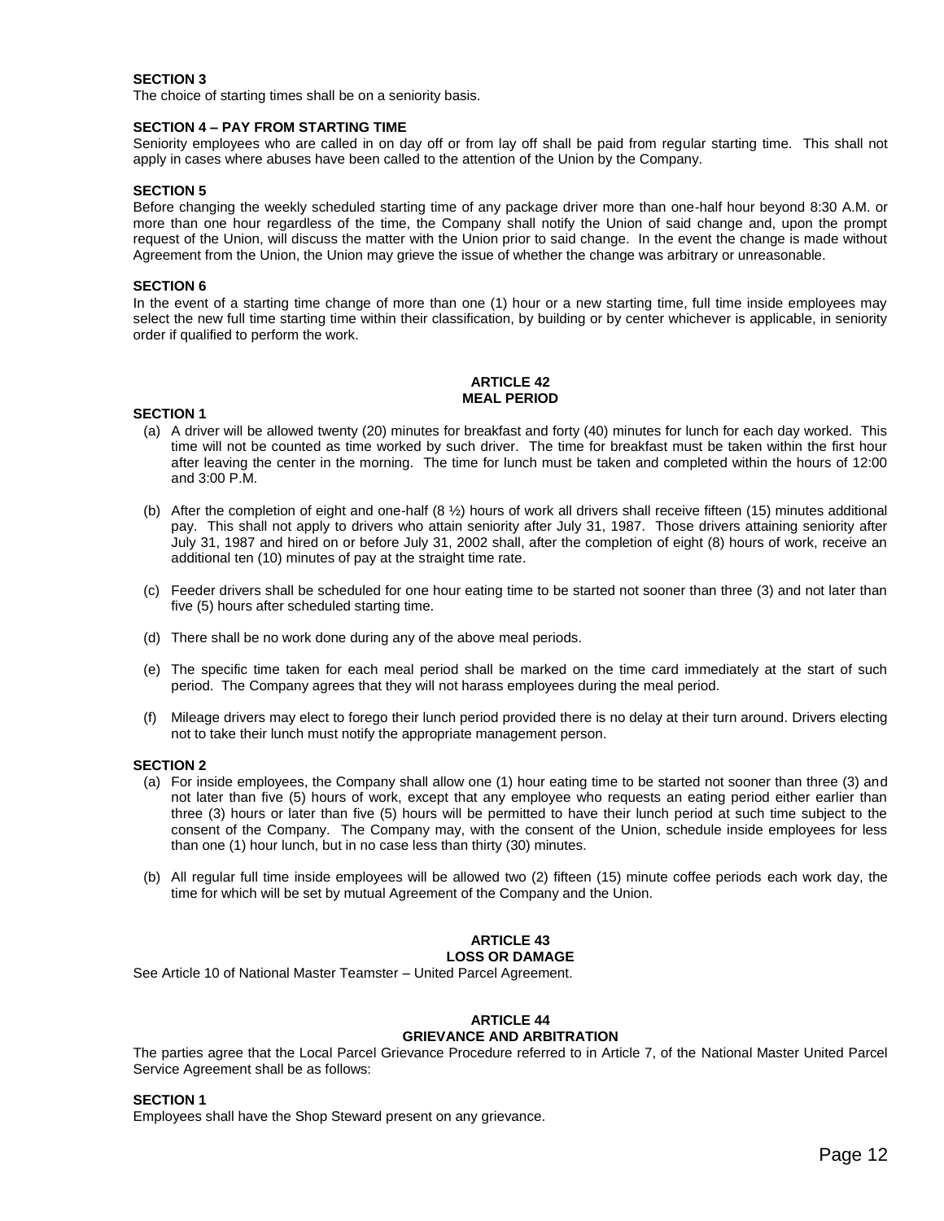**SECTION 3**
The choice of starting times shall be on a seniority basis.

**SECTION 4 – PAY FROM STARTING TIME**
Seniority employees who are called in on day off or from lay off shall be paid from regular starting time. This shall not apply in cases where abuses have been called to the attention of the Union by the Company.

**SECTION 5**
Before changing the weekly scheduled starting time of any package driver more than one-half hour beyond 8:30 A.M. or more than one hour regardless of the time, the Company shall notify the Union of said change and, upon the prompt request of the Union, will discuss the matter with the Union prior to said change. In the event the change is made without Agreement from the Union, the Union may grieve the issue of whether the change was arbitrary or unreasonable.

**SECTION 6**
In the event of a starting time change of more than one (1) hour or a new starting time, full time inside employees may select the new full time starting time within their classification, by building or by center whichever is applicable, in seniority order if qualified to perform the work.

## ARTICLE 42
## MEAL PERIOD

**SECTION 1**

(a) A driver will be allowed twenty (20) minutes for breakfast and forty (40) minutes for lunch for each day worked. This time will not be counted as time worked by such driver. The time for breakfast must be taken within the first hour after leaving the center in the morning. The time for lunch must be taken and completed within the hours of 12:00 and 3:00 P.M.

(b) After the completion of eight and one-half (8 ½) hours of work all drivers shall receive fifteen (15) minutes additional pay. This shall not apply to drivers who attain seniority after July 31, 1987. Those drivers attaining seniority after July 31, 1987 and hired on or before July 31, 2002 shall, after the completion of eight (8) hours of work, receive an additional ten (10) minutes of pay at the straight time rate.

(c) Feeder drivers shall be scheduled for one hour eating time to be started not sooner than three (3) and not later than five (5) hours after scheduled starting time.

(d) There shall be no work done during any of the above meal periods.

(e) The specific time taken for each meal period shall be marked on the time card immediately at the start of such period. The Company agrees that they will not harass employees during the meal period.

(f) Mileage drivers may elect to forego their lunch period provided there is no delay at their turn around. Drivers electing not to take their lunch must notify the appropriate management person.

**SECTION 2**

(a) For inside employees, the Company shall allow one (1) hour eating time to be started not sooner than three (3) and not later than five (5) hours of work, except that any employee who requests an eating period either earlier than three (3) hours or later than five (5) hours will be permitted to have their lunch period at such time subject to the consent of the Company. The Company may, with the consent of the Union, schedule inside employees for less than one (1) hour lunch, but in no case less than thirty (30) minutes.

(b) All regular full time inside employees will be allowed two (2) fifteen (15) minute coffee periods each work day, the time for which will be set by mutual Agreement of the Company and the Union.

## ARTICLE 43
## LOSS OR DAMAGE

See Article 10 of National Master Teamster – United Parcel Agreement.

## ARTICLE 44
## GRIEVANCE AND ARBITRATION

The parties agree that the Local Parcel Grievance Procedure referred to in Article 7, of the National Master United Parcel Service Agreement shall be as follows:

**SECTION 1**
Employees shall have the Shop Steward present on any grievance.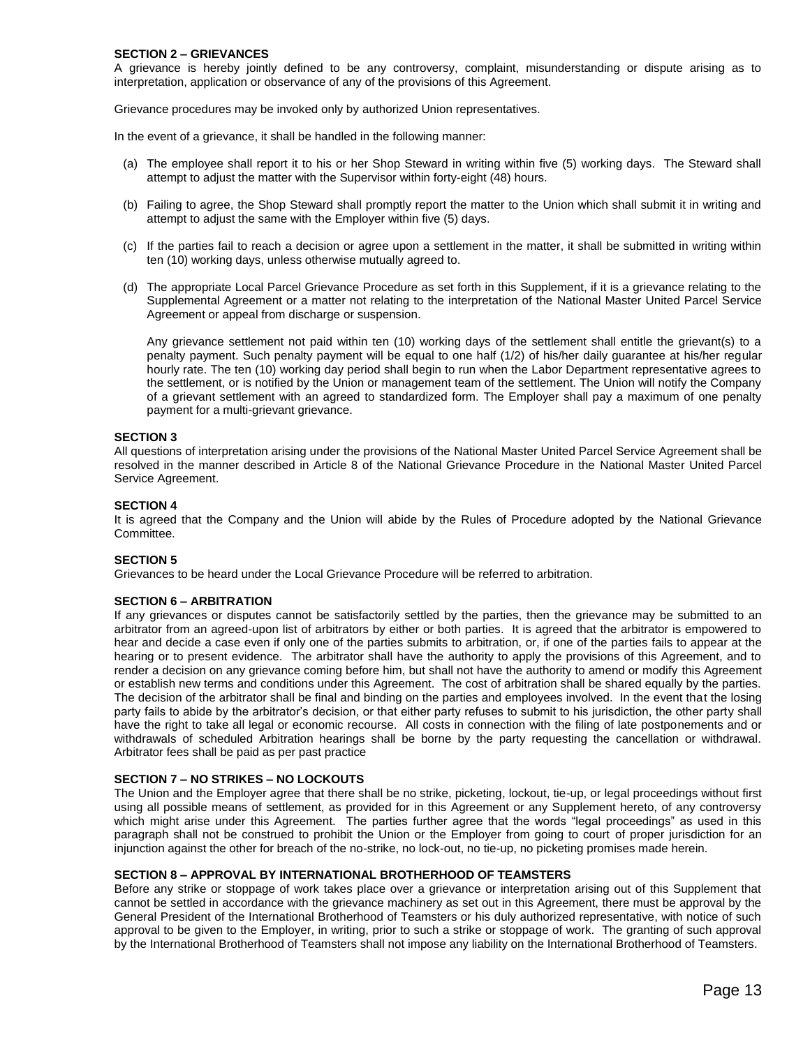**SECTION 2 – GRIEVANCES**

A grievance is hereby jointly defined to be any controversy, complaint, misunderstanding or dispute arising as to interpretation, application or observance of any of the provisions of this Agreement.

Grievance procedures may be invoked only by authorized Union representatives.

In the event of a grievance, it shall be handled in the following manner:

(a) The employee shall report it to his or her Shop Steward in writing within five (5) working days. The Steward shall attempt to adjust the matter with the Supervisor within forty-eight (48) hours.

(b) Failing to agree, the Shop Steward shall promptly report the matter to the Union which shall submit it in writing and attempt to adjust the same with the Employer within five (5) days.

(c) If the parties fail to reach a decision or agree upon a settlement in the matter, it shall be submitted in writing within ten (10) working days, unless otherwise mutually agreed to.

(d) The appropriate Local Parcel Grievance Procedure as set forth in this Supplement, if it is a grievance relating to the Supplemental Agreement or a matter not relating to the interpretation of the National Master United Parcel Service Agreement or appeal from discharge or suspension.

Any grievance settlement not paid within ten (10) working days of the settlement shall entitle the grievant(s) to a penalty payment. Such penalty payment will be equal to one half (1/2) of his/her daily guarantee at his/her regular hourly rate. The ten (10) working day period shall begin to run when the Labor Department representative agrees to the settlement, or is notified by the Union or management team of the settlement. The Union will notify the Company of a grievant settlement with an agreed to standardized form. The Employer shall pay a maximum of one penalty payment for a multi-grievant grievance.

**SECTION 3**

All questions of interpretation arising under the provisions of the National Master United Parcel Service Agreement shall be resolved in the manner described in Article 8 of the National Grievance Procedure in the National Master United Parcel Service Agreement.

**SECTION 4**

It is agreed that the Company and the Union will abide by the Rules of Procedure adopted by the National Grievance Committee.

**SECTION 5**

Grievances to be heard under the Local Grievance Procedure will be referred to arbitration.

**SECTION 6 – ARBITRATION**

If any grievances or disputes cannot be satisfactorily settled by the parties, then the grievance may be submitted to an arbitrator from an agreed-upon list of arbitrators by either or both parties. It is agreed that the arbitrator is empowered to hear and decide a case even if only one of the parties submits to arbitration, or, if one of the parties fails to appear at the hearing or to present evidence. The arbitrator shall have the authority to apply the provisions of this Agreement, and to render a decision on any grievance coming before him, but shall not have the authority to amend or modify this Agreement or establish new terms and conditions under this Agreement. The cost of arbitration shall be shared equally by the parties. The decision of the arbitrator shall be final and binding on the parties and employees involved. In the event that the losing party fails to abide by the arbitrator's decision, or that either party refuses to submit to his jurisdiction, the other party shall have the right to take all legal or economic recourse. All costs in connection with the filing of late postponements and or withdrawals of scheduled Arbitration hearings shall be borne by the party requesting the cancellation or withdrawal. Arbitrator fees shall be paid as per past practice

**SECTION 7 – NO STRIKES – NO LOCKOUTS**

The Union and the Employer agree that there shall be no strike, picketing, lockout, tie-up, or legal proceedings without first using all possible means of settlement, as provided for in this Agreement or any Supplement hereto, of any controversy which might arise under this Agreement. The parties further agree that the words "legal proceedings" as used in this paragraph shall not be construed to prohibit the Union or the Employer from going to court of proper jurisdiction for an injunction against the other for breach of the no-strike, no lock-out, no tie-up, no picketing promises made herein.

**SECTION 8 – APPROVAL BY INTERNATIONAL BROTHERHOOD OF TEAMSTERS**

Before any strike or stoppage of work takes place over a grievance or interpretation arising out of this Supplement that cannot be settled in accordance with the grievance machinery as set out in this Agreement, there must be approval by the General President of the International Brotherhood of Teamsters or his duly authorized representative, with notice of such approval to be given to the Employer, in writing, prior to such a strike or stoppage of work. The granting of such approval by the International Brotherhood of Teamsters shall not impose any liability on the International Brotherhood of Teamsters.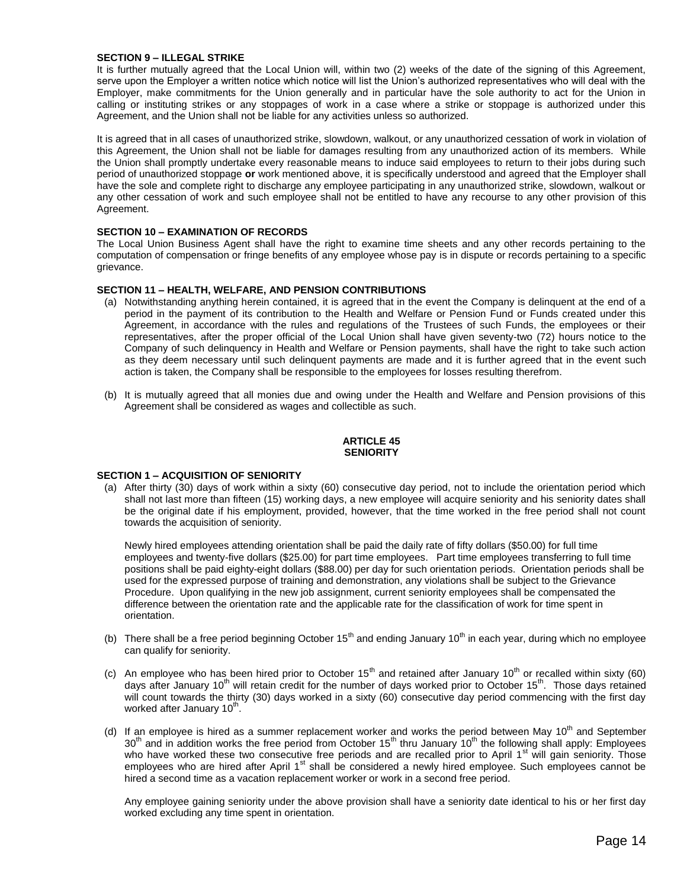**SECTION 9 – ILLEGAL STRIKE**

It is further mutually agreed that the Local Union will, within two (2) weeks of the date of the signing of this Agreement, serve upon the Employer a written notice which notice will list the Union's authorized representatives who will deal with the Employer, make commitments for the Union generally and in particular have the sole authority to act for the Union in calling or instituting strikes or any stoppages of work in a case where a strike or stoppage is authorized under this Agreement, and the Union shall not be liable for any activities unless so authorized.

It is agreed that in all cases of unauthorized strike, slowdown, walkout, or any unauthorized cessation of work in violation of this Agreement, the Union shall not be liable for damages resulting from any unauthorized action of its members. While the Union shall promptly undertake every reasonable means to induce said employees to return to their jobs during such period of unauthorized stoppage **or** work mentioned above, it is specifically understood and agreed that the Employer shall have the sole and complete right to discharge any employee participating in any unauthorized strike, slowdown, walkout or any other cessation of work and such employee shall not be entitled to have any recourse to any other provision of this Agreement.

**SECTION 10 – EXAMINATION OF RECORDS**

The Local Union Business Agent shall have the right to examine time sheets and any other records pertaining to the computation of compensation or fringe benefits of any employee whose pay is in dispute or records pertaining to a specific grievance.

**SECTION 11 – HEALTH, WELFARE, AND PENSION CONTRIBUTIONS**

(a) Notwithstanding anything herein contained, it is agreed that in the event the Company is delinquent at the end of a period in the payment of its contribution to the Health and Welfare or Pension Fund or Funds created under this Agreement, in accordance with the rules and regulations of the Trustees of such Funds, the employees or their representatives, after the proper official of the Local Union shall have given seventy-two (72) hours notice to the Company of such delinquency in Health and Welfare or Pension payments, shall have the right to take such action as they deem necessary until such delinquent payments are made and it is further agreed that in the event such action is taken, the Company shall be responsible to the employees for losses resulting therefrom.

(b) It is mutually agreed that all monies due and owing under the Health and Welfare and Pension provisions of this Agreement shall be considered as wages and collectible as such.

## ARTICLE 45
## SENIORITY

**SECTION 1 – ACQUISITION OF SENIORITY**

(a) After thirty (30) days of work within a sixty (60) consecutive day period, not to include the orientation period which shall not last more than fifteen (15) working days, a new employee will acquire seniority and his seniority dates shall be the original date if his employment, provided, however, that the time worked in the free period shall not count towards the acquisition of seniority.

Newly hired employees attending orientation shall be paid the daily rate of fifty dollars ($50.00) for full time employees and twenty-five dollars ($25.00) for part time employees. Part time employees transferring to full time positions shall be paid eighty-eight dollars ($88.00) per day for such orientation periods. Orientation periods shall be used for the expressed purpose of training and demonstration, any violations shall be subject to the Grievance Procedure. Upon qualifying in the new job assignment, current seniority employees shall be compensated the difference between the orientation rate and the applicable rate for the classification of work for time spent in orientation.

(b) There shall be a free period beginning October 15th and ending January 10th in each year, during which no employee can qualify for seniority.

(c) An employee who has been hired prior to October 15th and retained after January 10th or recalled within sixty (60) days after January 10th will retain credit for the number of days worked prior to October 15th. Those days retained will count towards the thirty (30) days worked in a sixty (60) consecutive day period commencing with the first day worked after January 10th.

(d) If an employee is hired as a summer replacement worker and works the period between May 10th and September 30th and in addition works the free period from October 15th thru January 10th the following shall apply: Employees who have worked these two consecutive free periods and are recalled prior to April 1st will gain seniority. Those employees who are hired after April 1st shall be considered a newly hired employee. Such employees cannot be hired a second time as a vacation replacement worker or work in a second free period.

Any employee gaining seniority under the above provision shall have a seniority date identical to his or her first day worked excluding any time spent in orientation.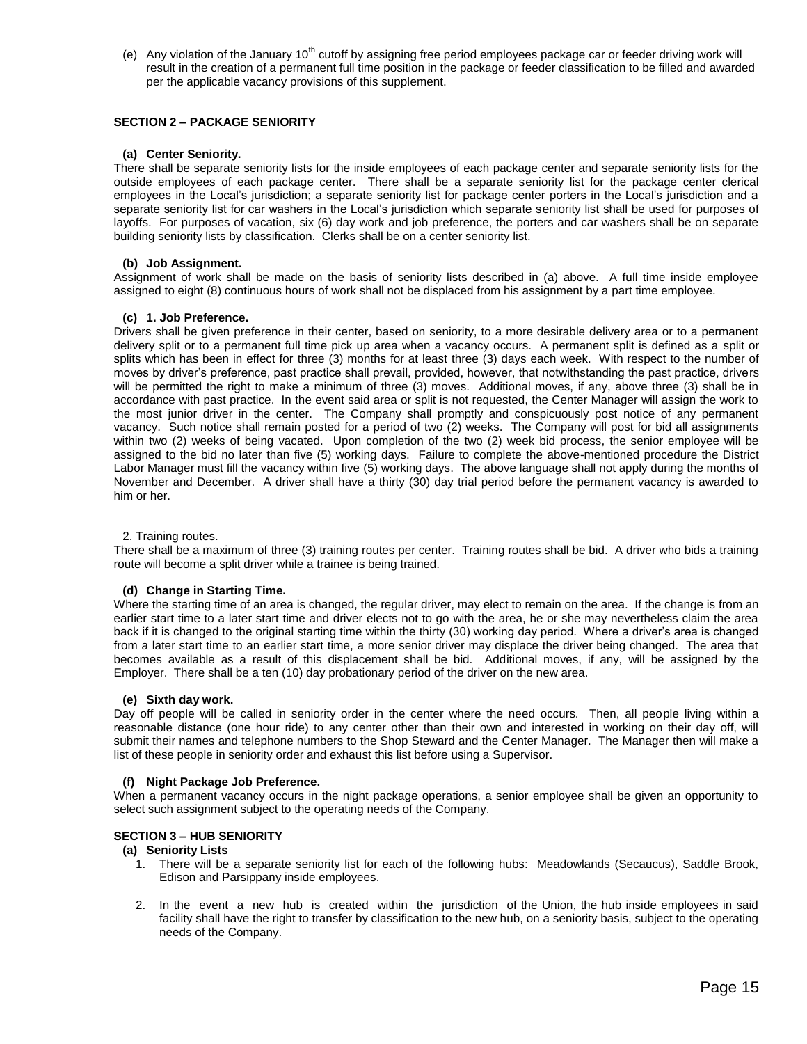(e) Any violation of the January 10th cutoff by assigning free period employees package car or feeder driving work will result in the creation of a permanent full time position in the package or feeder classification to be filled and awarded per the applicable vacancy provisions of this supplement.

## SECTION 2 – PACKAGE SENIORITY

**(a) Center Seniority.**
There shall be separate seniority lists for the inside employees of each package center and separate seniority lists for the outside employees of each package center. There shall be a separate seniority list for the package center clerical employees in the Local's jurisdiction; a separate seniority list for package center porters in the Local's jurisdiction and a separate seniority list for car washers in the Local's jurisdiction which separate seniority list shall be used for purposes of layoffs. For purposes of vacation, six (6) day work and job preference, the porters and car washers shall be on separate building seniority lists by classification. Clerks shall be on a center seniority list.

**(b) Job Assignment.**
Assignment of work shall be made on the basis of seniority lists described in (a) above. A full time inside employee assigned to eight (8) continuous hours of work shall not be displaced from his assignment by a part time employee.

**(c) 1. Job Preference.**
Drivers shall be given preference in their center, based on seniority, to a more desirable delivery area or to a permanent delivery split or to a permanent full time pick up area when a vacancy occurs. A permanent split is defined as a split or splits which has been in effect for three (3) months for at least three (3) days each week. With respect to the number of moves by driver's preference, past practice shall prevail, provided, however, that notwithstanding the past practice, drivers will be permitted the right to make a minimum of three (3) moves. Additional moves, if any, above three (3) shall be in accordance with past practice. In the event said area or split is not requested, the Center Manager will assign the work to the most junior driver in the center. The Company shall promptly and conspicuously post notice of any permanent vacancy. Such notice shall remain posted for a period of two (2) weeks. The Company will post for bid all assignments within two (2) weeks of being vacated. Upon completion of the two (2) week bid process, the senior employee will be assigned to the bid no later than five (5) working days. Failure to complete the above-mentioned procedure the District Labor Manager must fill the vacancy within five (5) working days. The above language shall not apply during the months of November and December. A driver shall have a thirty (30) day trial period before the permanent vacancy is awarded to him or her.

2. Training routes.
There shall be a maximum of three (3) training routes per center. Training routes shall be bid. A driver who bids a training route will become a split driver while a trainee is being trained.

**(d) Change in Starting Time.**
Where the starting time of an area is changed, the regular driver, may elect to remain on the area. If the change is from an earlier start time to a later start time and driver elects not to go with the area, he or she may nevertheless claim the area back if it is changed to the original starting time within the thirty (30) working day period. Where a driver's area is changed from a later start time to an earlier start time, a more senior driver may displace the driver being changed. The area that becomes available as a result of this displacement shall be bid. Additional moves, if any, will be assigned by the Employer. There shall be a ten (10) day probationary period of the driver on the new area.

**(e) Sixth day work.**
Day off people will be called in seniority order in the center where the need occurs. Then, all people living within a reasonable distance (one hour ride) to any center other than their own and interested in working on their day off, will submit their names and telephone numbers to the Shop Steward and the Center Manager. The Manager then will make a list of these people in seniority order and exhaust this list before using a Supervisor.

**(f) Night Package Job Preference.**
When a permanent vacancy occurs in the night package operations, a senior employee shall be given an opportunity to select such assignment subject to the operating needs of the Company.

## SECTION 3 – HUB SENIORITY

**(a) Seniority Lists**

1. There will be a separate seniority list for each of the following hubs: Meadowlands (Secaucus), Saddle Brook, Edison and Parsippany inside employees.
2. In the event a new hub is created within the jurisdiction of the Union, the hub inside employees in said facility shall have the right to transfer by classification to the new hub, on a seniority basis, subject to the operating needs of the Company.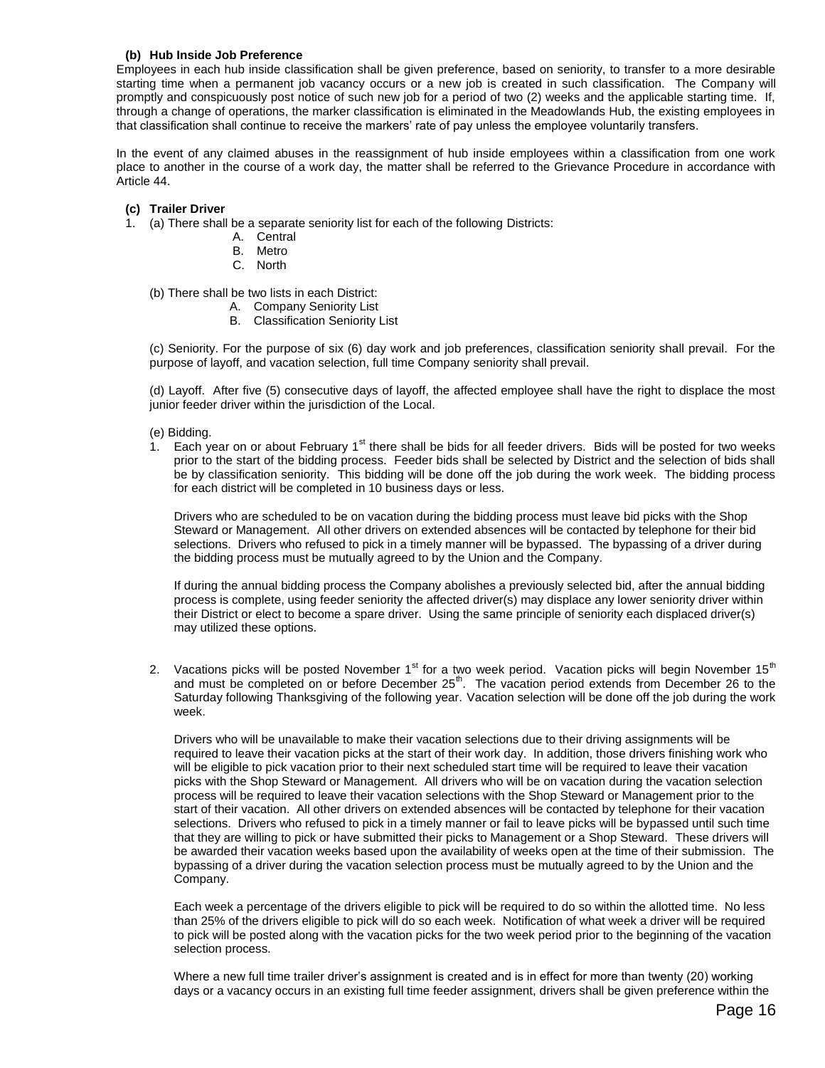**(b) Hub Inside Job Preference**

Employees in each hub inside classification shall be given preference, based on seniority, to transfer to a more desirable starting time when a permanent job vacancy occurs or a new job is created in such classification. The Company will promptly and conspicuously post notice of such new job for a period of two (2) weeks and the applicable starting time. If, through a change of operations, the marker classification is eliminated in the Meadowlands Hub, the existing employees in that classification shall continue to receive the markers' rate of pay unless the employee voluntarily transfers.

In the event of any claimed abuses in the reassignment of hub inside employees within a classification from one work place to another in the course of a work day, the matter shall be referred to the Grievance Procedure in accordance with Article 44.

**(c) Trailer Driver**

1. (a) There shall be a separate seniority list for each of the following Districts:

   A. Central
   B. Metro
   C. North

   (b) There shall be two lists in each District:

   A. Company Seniority List
   B. Classification Seniority List

   (c) Seniority. For the purpose of six (6) day work and job preferences, classification seniority shall prevail. For the purpose of layoff, and vacation selection, full time Company seniority shall prevail.

   (d) Layoff. After five (5) consecutive days of layoff, the affected employee shall have the right to displace the most junior feeder driver within the jurisdiction of the Local.

   (e) Bidding.

   1. Each year on or about February 1st there shall be bids for all feeder drivers. Bids will be posted for two weeks prior to the start of the bidding process. Feeder bids shall be selected by District and the selection of bids shall be by classification seniority. This bidding will be done off the job during the work week. The bidding process for each district will be completed in 10 business days or less.

      Drivers who are scheduled to be on vacation during the bidding process must leave bid picks with the Shop Steward or Management. All other drivers on extended absences will be contacted by telephone for their bid selections. Drivers who refused to pick in a timely manner will be bypassed. The bypassing of a driver during the bidding process must be mutually agreed to by the Union and the Company.

      If during the annual bidding process the Company abolishes a previously selected bid, after the annual bidding process is complete, using feeder seniority the affected driver(s) may displace any lower seniority driver within their District or elect to become a spare driver. Using the same principle of seniority each displaced driver(s) may utilized these options.

2. Vacations picks will be posted November 1st for a two week period. Vacation picks will begin November 15th and must be completed on or before December 25th. The vacation period extends from December 26 to the Saturday following Thanksgiving of the following year. Vacation selection will be done off the job during the work week.

   Drivers who will be unavailable to make their vacation selections due to their driving assignments will be required to leave their vacation picks at the start of their work day. In addition, those drivers finishing work who will be eligible to pick vacation prior to their next scheduled start time will be required to leave their vacation picks with the Shop Steward or Management. All drivers who will be on vacation during the vacation selection process will be required to leave their vacation selections with the Shop Steward or Management prior to the start of their vacation. All other drivers on extended absences will be contacted by telephone for their vacation selections. Drivers who refused to pick in a timely manner or fail to leave picks will be bypassed until such time that they are willing to pick or have submitted their picks to Management or a Shop Steward. These drivers will be awarded their vacation weeks based upon the availability of weeks open at the time of their submission. The bypassing of a driver during the vacation selection process must be mutually agreed to by the Union and the Company.

   Each week a percentage of the drivers eligible to pick will be required to do so within the allotted time. No less than 25% of the drivers eligible to pick will do so each week. Notification of what week a driver will be required to pick will be posted along with the vacation picks for the two week period prior to the beginning of the vacation selection process.

   Where a new full time trailer driver's assignment is created and is in effect for more than twenty (20) working days or a vacancy occurs in an existing full time feeder assignment, drivers shall be given preference within the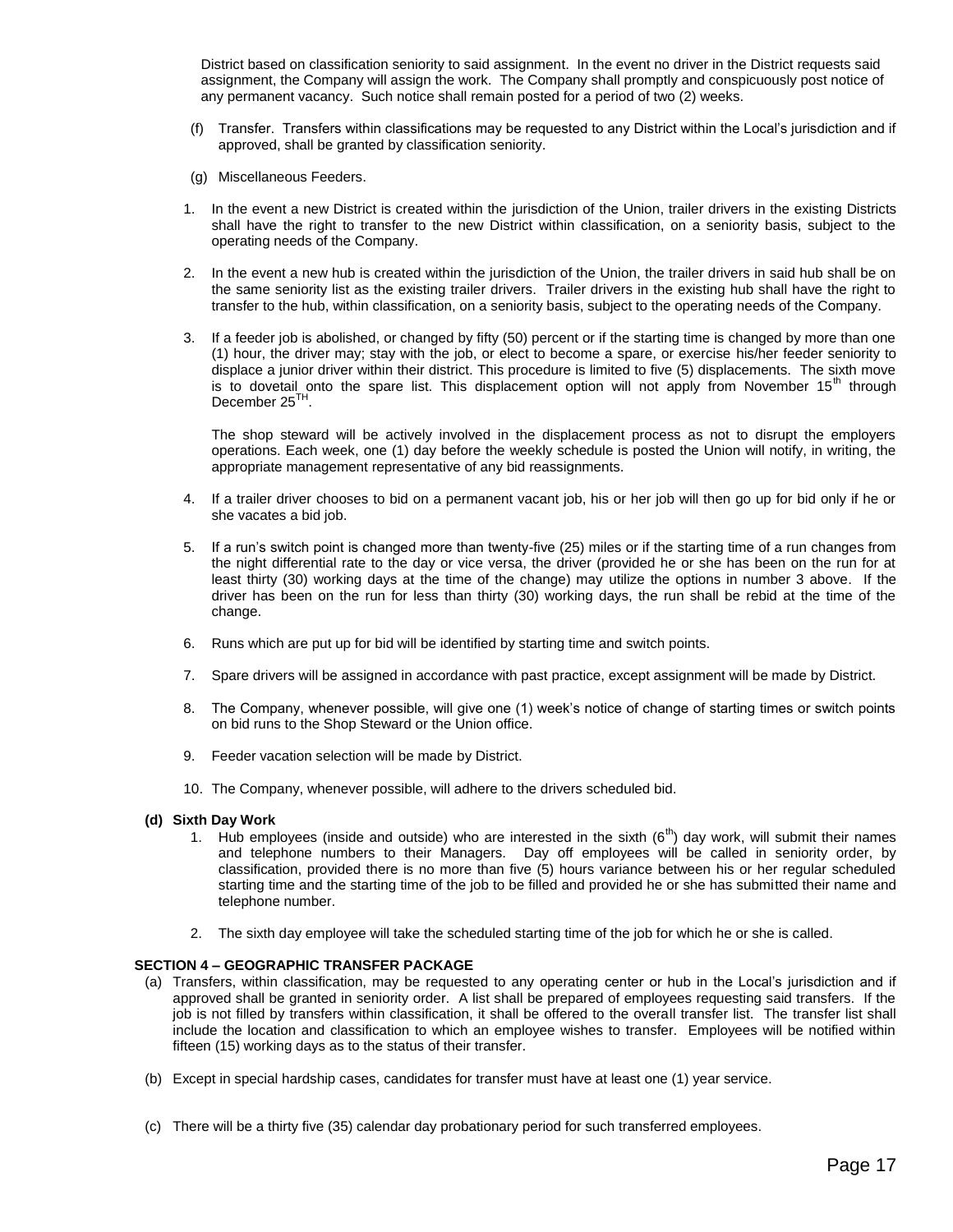District based on classification seniority to said assignment. In the event no driver in the District requests said assignment, the Company will assign the work. The Company shall promptly and conspicuously post notice of any permanent vacancy. Such notice shall remain posted for a period of two (2) weeks.

(f) Transfer. Transfers within classifications may be requested to any District within the Local's jurisdiction and if approved, shall be granted by classification seniority.

(g) Miscellaneous Feeders.

1. In the event a new District is created within the jurisdiction of the Union, trailer drivers in the existing Districts shall have the right to transfer to the new District within classification, on a seniority basis, subject to the operating needs of the Company.

2. In the event a new hub is created within the jurisdiction of the Union, the trailer drivers in said hub shall be on the same seniority list as the existing trailer drivers. Trailer drivers in the existing hub shall have the right to transfer to the hub, within classification, on a seniority basis, subject to the operating needs of the Company.

3. If a feeder job is abolished, or changed by fifty (50) percent or if the starting time is changed by more than one (1) hour, the driver may; stay with the job, or elect to become a spare, or exercise his/her feeder seniority to displace a junior driver within their district. This procedure is limited to five (5) displacements. The sixth move is to dovetail onto the spare list. This displacement option will not apply from November 15th through December 25TH.

   The shop steward will be actively involved in the displacement process as not to disrupt the employers operations. Each week, one (1) day before the weekly schedule is posted the Union will notify, in writing, the appropriate management representative of any bid reassignments.

4. If a trailer driver chooses to bid on a permanent vacant job, his or her job will then go up for bid only if he or she vacates a bid job.

5. If a run's switch point is changed more than twenty-five (25) miles or if the starting time of a run changes from the night differential rate to the day or vice versa, the driver (provided he or she has been on the run for at least thirty (30) working days at the time of the change) may utilize the options in number 3 above. If the driver has been on the run for less than thirty (30) working days, the run shall be rebid at the time of the change.

6. Runs which are put up for bid will be identified by starting time and switch points.

7. Spare drivers will be assigned in accordance with past practice, except assignment will be made by District.

8. The Company, whenever possible, will give one (1) week's notice of change of starting times or switch points on bid runs to the Shop Steward or the Union office.

9. Feeder vacation selection will be made by District.

10. The Company, whenever possible, will adhere to the drivers scheduled bid.

**(d) Sixth Day Work**

1. Hub employees (inside and outside) who are interested in the sixth (6th) day work, will submit their names and telephone numbers to their Managers. Day off employees will be called in seniority order, by classification, provided there is no more than five (5) hours variance between his or her regular scheduled starting time and the starting time of the job to be filled and provided he or she has submitted their name and telephone number.

2. The sixth day employee will take the scheduled starting time of the job for which he or she is called.

**SECTION 4 – GEOGRAPHIC TRANSFER PACKAGE**

(a) Transfers, within classification, may be requested to any operating center or hub in the Local's jurisdiction and if approved shall be granted in seniority order. A list shall be prepared of employees requesting said transfers. If the job is not filled by transfers within classification, it shall be offered to the overall transfer list. The transfer list shall include the location and classification to which an employee wishes to transfer. Employees will be notified within fifteen (15) working days as to the status of their transfer.

(b) Except in special hardship cases, candidates for transfer must have at least one (1) year service.

(c) There will be a thirty five (35) calendar day probationary period for such transferred employees.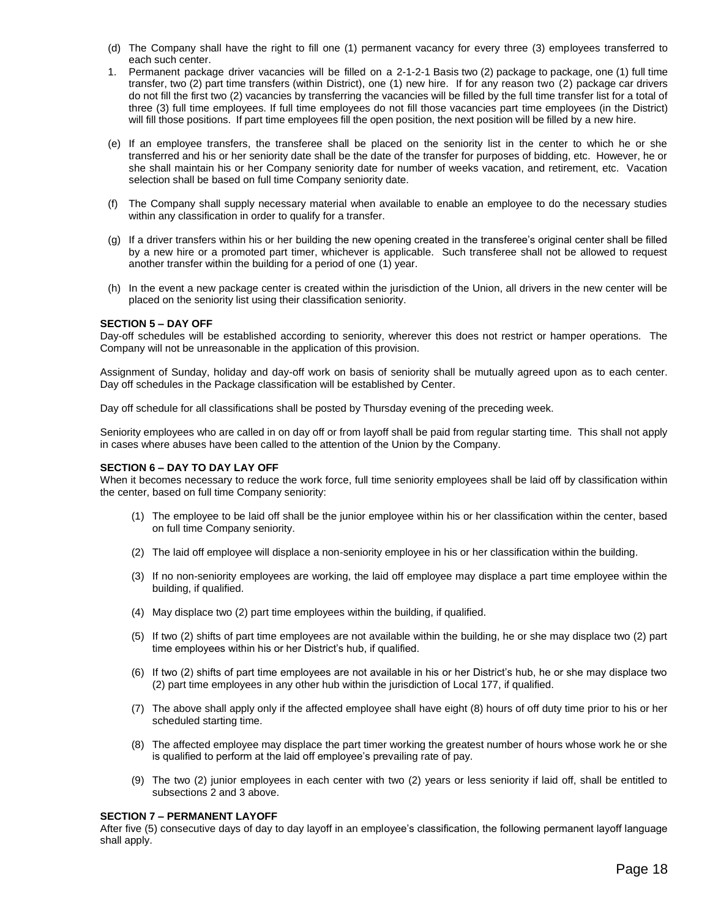(d) The Company shall have the right to fill one (1) permanent vacancy for every three (3) employees transferred to each such center.

1. Permanent package driver vacancies will be filled on a 2-1-2-1 Basis two (2) package to package, one (1) full time transfer, two (2) part time transfers (within District), one (1) new hire. If for any reason two (2) package car drivers do not fill the first two (2) vacancies by transferring the vacancies will be filled by the full time transfer list for a total of three (3) full time employees. If full time employees do not fill those vacancies part time employees (in the District) will fill those positions. If part time employees fill the open position, the next position will be filled by a new hire.

(e) If an employee transfers, the transferee shall be placed on the seniority list in the center to which he or she transferred and his or her seniority date shall be the date of the transfer for purposes of bidding, etc. However, he or she shall maintain his or her Company seniority date for number of weeks vacation, and retirement, etc. Vacation selection shall be based on full time Company seniority date.

(f) The Company shall supply necessary material when available to enable an employee to do the necessary studies within any classification in order to qualify for a transfer.

(g) If a driver transfers within his or her building the new opening created in the transferee's original center shall be filled by a new hire or a promoted part timer, whichever is applicable. Such transferee shall not be allowed to request another transfer within the building for a period of one (1) year.

(h) In the event a new package center is created within the jurisdiction of the Union, all drivers in the new center will be placed on the seniority list using their classification seniority.

**SECTION 5 – DAY OFF**

Day-off schedules will be established according to seniority, wherever this does not restrict or hamper operations. The Company will not be unreasonable in the application of this provision.

Assignment of Sunday, holiday and day-off work on basis of seniority shall be mutually agreed upon as to each center. Day off schedules in the Package classification will be established by Center.

Day off schedule for all classifications shall be posted by Thursday evening of the preceding week.

Seniority employees who are called in on day off or from layoff shall be paid from regular starting time. This shall not apply in cases where abuses have been called to the attention of the Union by the Company.

**SECTION 6 – DAY TO DAY LAY OFF**

When it becomes necessary to reduce the work force, full time seniority employees shall be laid off by classification within the center, based on full time Company seniority:

(1) The employee to be laid off shall be the junior employee within his or her classification within the center, based on full time Company seniority.

(2) The laid off employee will displace a non-seniority employee in his or her classification within the building.

(3) If no non-seniority employees are working, the laid off employee may displace a part time employee within the building, if qualified.

(4) May displace two (2) part time employees within the building, if qualified.

(5) If two (2) shifts of part time employees are not available within the building, he or she may displace two (2) part time employees within his or her District's hub, if qualified.

(6) If two (2) shifts of part time employees are not available in his or her District's hub, he or she may displace two (2) part time employees in any other hub within the jurisdiction of Local 177, if qualified.

(7) The above shall apply only if the affected employee shall have eight (8) hours of off duty time prior to his or her scheduled starting time.

(8) The affected employee may displace the part timer working the greatest number of hours whose work he or she is qualified to perform at the laid off employee's prevailing rate of pay.

(9) The two (2) junior employees in each center with two (2) years or less seniority if laid off, shall be entitled to subsections 2 and 3 above.

**SECTION 7 – PERMANENT LAYOFF**

After five (5) consecutive days of day to day layoff in an employee's classification, the following permanent layoff language shall apply.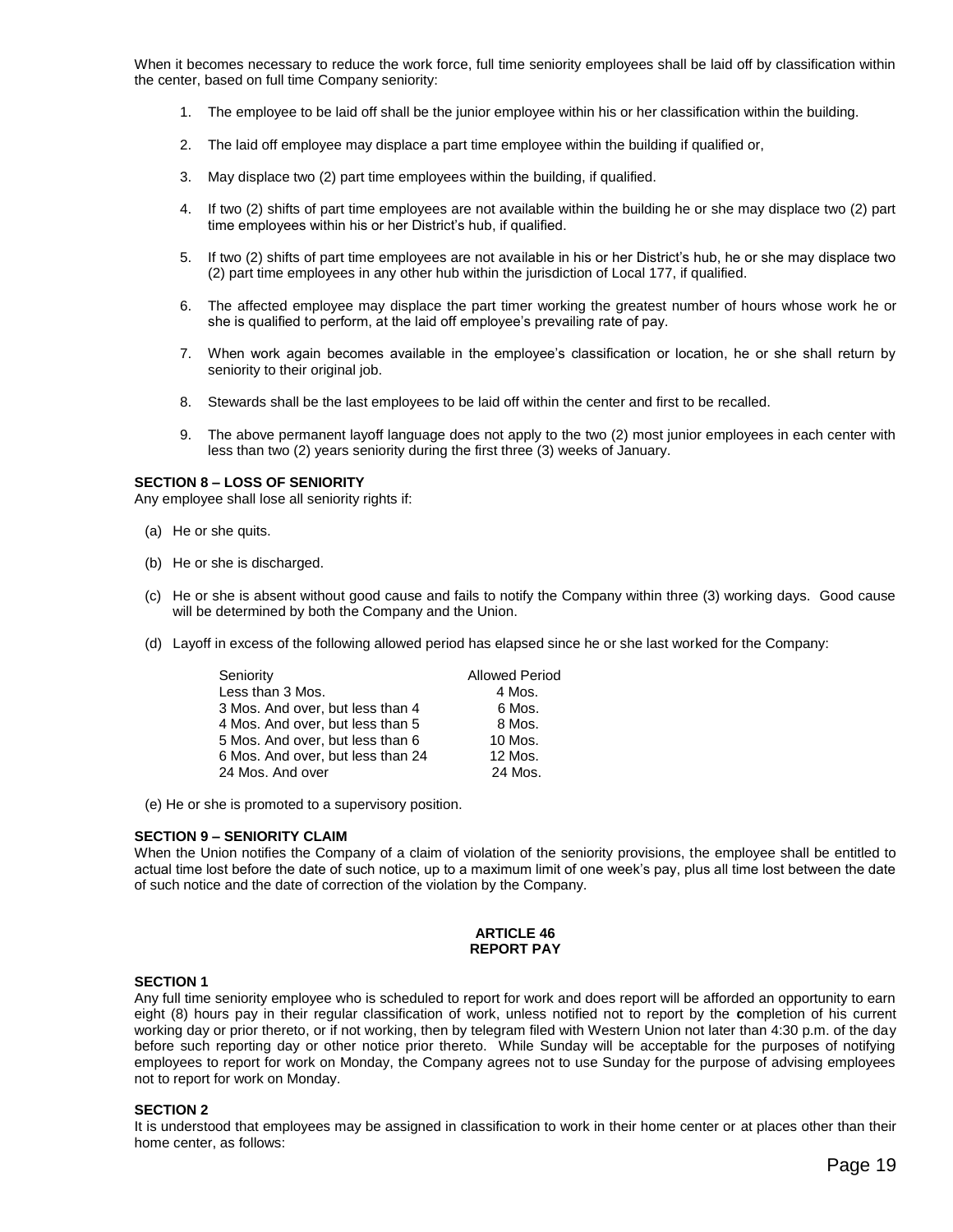When it becomes necessary to reduce the work force, full time seniority employees shall be laid off by classification within the center, based on full time Company seniority:

1. The employee to be laid off shall be the junior employee within his or her classification within the building.
2. The laid off employee may displace a part time employee within the building if qualified or,
3. May displace two (2) part time employees within the building, if qualified.
4. If two (2) shifts of part time employees are not available within the building he or she may displace two (2) part time employees within his or her District's hub, if qualified.
5. If two (2) shifts of part time employees are not available in his or her District's hub, he or she may displace two (2) part time employees in any other hub within the jurisdiction of Local 177, if qualified.
6. The affected employee may displace the part timer working the greatest number of hours whose work he or she is qualified to perform, at the laid off employee's prevailing rate of pay.
7. When work again becomes available in the employee's classification or location, he or she shall return by seniority to their original job.
8. Stewards shall be the last employees to be laid off within the center and first to be recalled.
9. The above permanent layoff language does not apply to the two (2) most junior employees in each center with less than two (2) years seniority during the first three (3) weeks of January.

**SECTION 8 – LOSS OF SENIORITY**

Any employee shall lose all seniority rights if:

(a) He or she quits.

(b) He or she is discharged.

(c) He or she is absent without good cause and fails to notify the Company within three (3) working days. Good cause will be determined by both the Company and the Union.

(d) Layoff in excess of the following allowed period has elapsed since he or she last worked for the Company:

| Seniority | Allowed Period |
|---|---|
| Less than 3 Mos. | 4 Mos. |
| 3 Mos. And over, but less than 4 | 6 Mos. |
| 4 Mos. And over, but less than 5 | 8 Mos. |
| 5 Mos. And over, but less than 6 | 10 Mos. |
| 6 Mos. And over, but less than 24 | 12 Mos. |
| 24 Mos. And over | 24 Mos. |

(e) He or she is promoted to a supervisory position.

**SECTION 9 – SENIORITY CLAIM**

When the Union notifies the Company of a claim of violation of the seniority provisions, the employee shall be entitled to actual time lost before the date of such notice, up to a maximum limit of one week's pay, plus all time lost between the date of such notice and the date of correction of the violation by the Company.

## ARTICLE 46
## REPORT PAY

**SECTION 1**

Any full time seniority employee who is scheduled to report for work and does report will be afforded an opportunity to earn eight (8) hours pay in their regular classification of work, unless notified not to report by the completion of his current working day or prior thereto, or if not working, then by telegram filed with Western Union not later than 4:30 p.m. of the day before such reporting day or other notice prior thereto. While Sunday will be acceptable for the purposes of notifying employees to report for work on Monday, the Company agrees not to use Sunday for the purpose of advising employees not to report for work on Monday.

**SECTION 2**

It is understood that employees may be assigned in classification to work in their home center or at places other than their home center, as follows: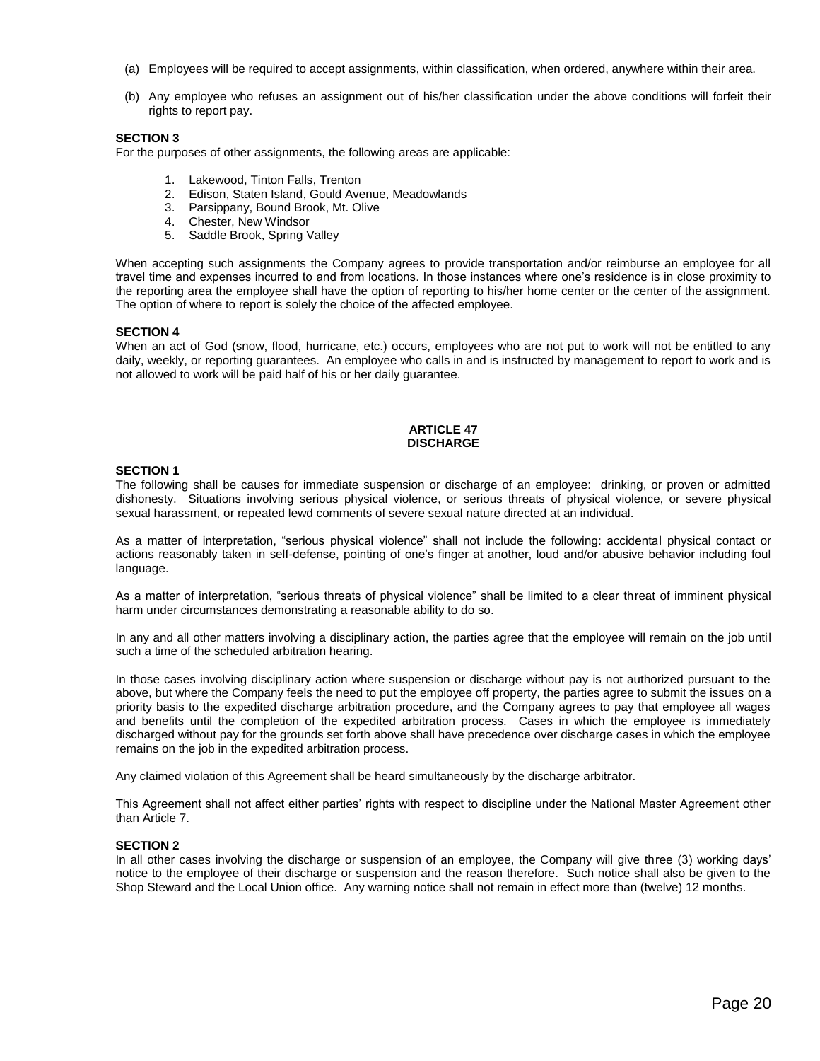(a) Employees will be required to accept assignments, within classification, when ordered, anywhere within their area.

(b) Any employee who refuses an assignment out of his/her classification under the above conditions will forfeit their rights to report pay.

**SECTION 3**
For the purposes of other assignments, the following areas are applicable:

1. Lakewood, Tinton Falls, Trenton
2. Edison, Staten Island, Gould Avenue, Meadowlands
3. Parsippany, Bound Brook, Mt. Olive
4. Chester, New Windsor
5. Saddle Brook, Spring Valley

When accepting such assignments the Company agrees to provide transportation and/or reimburse an employee for all travel time and expenses incurred to and from locations. In those instances where one's residence is in close proximity to the reporting area the employee shall have the option of reporting to his/her home center or the center of the assignment. The option of where to report is solely the choice of the affected employee.

**SECTION 4**
When an act of God (snow, flood, hurricane, etc.) occurs, employees who are not put to work will not be entitled to any daily, weekly, or reporting guarantees. An employee who calls in and is instructed by management to report to work and is not allowed to work will be paid half of his or her daily guarantee.

## ARTICLE 47
## DISCHARGE

**SECTION 1**
The following shall be causes for immediate suspension or discharge of an employee: drinking, or proven or admitted dishonesty. Situations involving serious physical violence, or serious threats of physical violence, or severe physical sexual harassment, or repeated lewd comments of severe sexual nature directed at an individual.

As a matter of interpretation, "serious physical violence" shall not include the following: accidental physical contact or actions reasonably taken in self-defense, pointing of one's finger at another, loud and/or abusive behavior including foul language.

As a matter of interpretation, "serious threats of physical violence" shall be limited to a clear threat of imminent physical harm under circumstances demonstrating a reasonable ability to do so.

In any and all other matters involving a disciplinary action, the parties agree that the employee will remain on the job until such a time of the scheduled arbitration hearing.

In those cases involving disciplinary action where suspension or discharge without pay is not authorized pursuant to the above, but where the Company feels the need to put the employee off property, the parties agree to submit the issues on a priority basis to the expedited discharge arbitration procedure, and the Company agrees to pay that employee all wages and benefits until the completion of the expedited arbitration process. Cases in which the employee is immediately discharged without pay for the grounds set forth above shall have precedence over discharge cases in which the employee remains on the job in the expedited arbitration process.

Any claimed violation of this Agreement shall be heard simultaneously by the discharge arbitrator.

This Agreement shall not affect either parties' rights with respect to discipline under the National Master Agreement other than Article 7.

**SECTION 2**
In all other cases involving the discharge or suspension of an employee, the Company will give three (3) working days' notice to the employee of their discharge or suspension and the reason therefore. Such notice shall also be given to the Shop Steward and the Local Union office. Any warning notice shall not remain in effect more than (twelve) 12 months.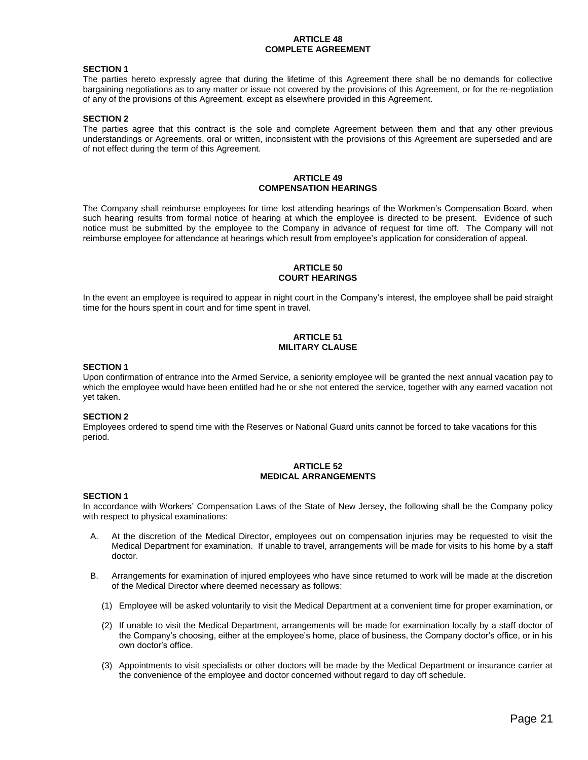## ARTICLE 48
## COMPLETE AGREEMENT

**SECTION 1**
The parties hereto expressly agree that during the lifetime of this Agreement there shall be no demands for collective bargaining negotiations as to any matter or issue not covered by the provisions of this Agreement, or for the re-negotiation of any of the provisions of this Agreement, except as elsewhere provided in this Agreement.

**SECTION 2**
The parties agree that this contract is the sole and complete Agreement between them and that any other previous understandings or Agreements, oral or written, inconsistent with the provisions of this Agreement are superseded and are of not effect during the term of this Agreement.

## ARTICLE 49
## COMPENSATION HEARINGS

The Company shall reimburse employees for time lost attending hearings of the Workmen's Compensation Board, when such hearing results from formal notice of hearing at which the employee is directed to be present. Evidence of such notice must be submitted by the employee to the Company in advance of request for time off. The Company will not reimburse employee for attendance at hearings which result from employee's application for consideration of appeal.

## ARTICLE 50
## COURT HEARINGS

In the event an employee is required to appear in night court in the Company's interest, the employee shall be paid straight time for the hours spent in court and for time spent in travel.

## ARTICLE 51
## MILITARY CLAUSE

**SECTION 1**
Upon confirmation of entrance into the Armed Service, a seniority employee will be granted the next annual vacation pay to which the employee would have been entitled had he or she not entered the service, together with any earned vacation not yet taken.

**SECTION 2**
Employees ordered to spend time with the Reserves or National Guard units cannot be forced to take vacations for this period.

## ARTICLE 52
## MEDICAL ARRANGEMENTS

**SECTION 1**
In accordance with Workers' Compensation Laws of the State of New Jersey, the following shall be the Company policy with respect to physical examinations:

A. At the discretion of the Medical Director, employees out on compensation injuries may be requested to visit the Medical Department for examination. If unable to travel, arrangements will be made for visits to his home by a staff doctor.

B. Arrangements for examination of injured employees who have since returned to work will be made at the discretion of the Medical Director where deemed necessary as follows:

   (1) Employee will be asked voluntarily to visit the Medical Department at a convenient time for proper examination, or

   (2) If unable to visit the Medical Department, arrangements will be made for examination locally by a staff doctor of the Company's choosing, either at the employee's home, place of business, the Company doctor's office, or in his own doctor's office.

   (3) Appointments to visit specialists or other doctors will be made by the Medical Department or insurance carrier at the convenience of the employee and doctor concerned without regard to day off schedule.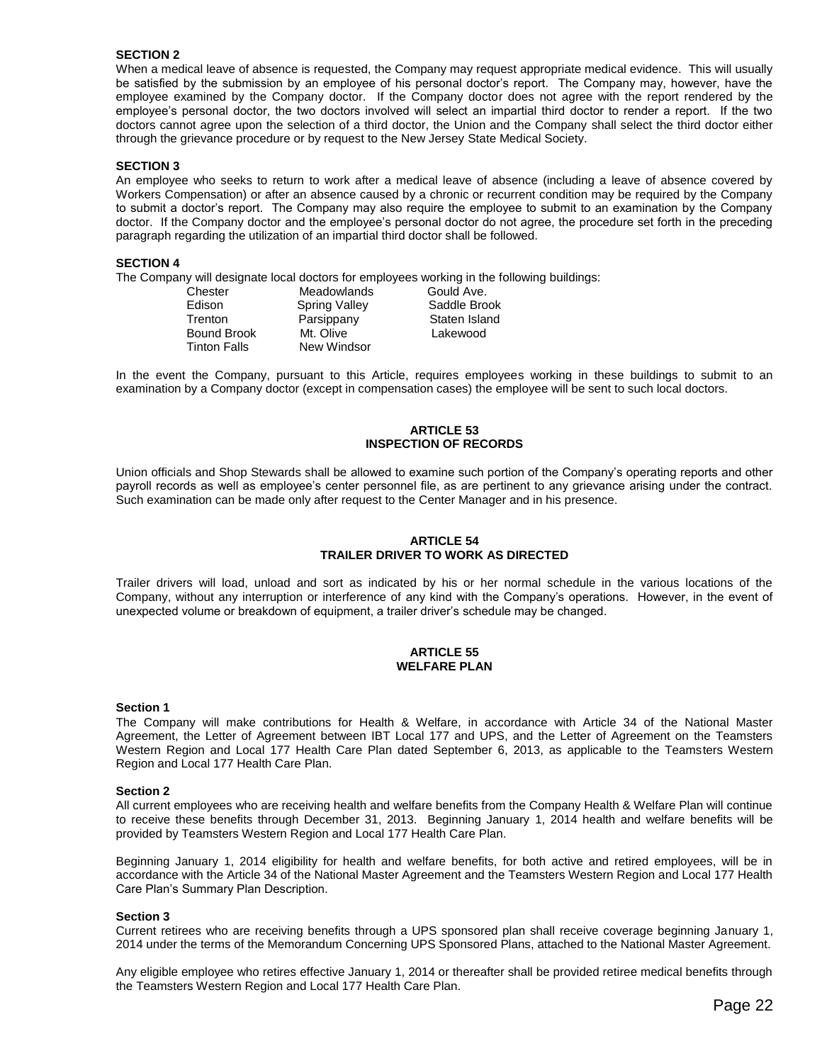**SECTION 2**

When a medical leave of absence is requested, the Company may request appropriate medical evidence. This will usually be satisfied by the submission by an employee of his personal doctor's report. The Company may, however, have the employee examined by the Company doctor. If the Company doctor does not agree with the report rendered by the employee's personal doctor, the two doctors involved will select an impartial third doctor to render a report. If the two doctors cannot agree upon the selection of a third doctor, the Union and the Company shall select the third doctor either through the grievance procedure or by request to the New Jersey State Medical Society.

**SECTION 3**

An employee who seeks to return to work after a medical leave of absence (including a leave of absence covered by Workers Compensation) or after an absence caused by a chronic or recurrent condition may be required by the Company to submit a doctor's report. The Company may also require the employee to submit to an examination by the Company doctor. If the Company doctor and the employee's personal doctor do not agree, the procedure set forth in the preceding paragraph regarding the utilization of an impartial third doctor shall be followed.

**SECTION 4**

The Company will designate local doctors for employees working in the following buildings:

| | | |
|---|---|---|
| Chester | Meadowlands | Gould Ave. |
| Edison | Spring Valley | Saddle Brook |
| Trenton | Parsippany | Staten Island |
| Bound Brook | Mt. Olive | Lakewood |
| Tinton Falls | New Windsor | |

In the event the Company, pursuant to this Article, requires employees working in these buildings to submit to an examination by a Company doctor (except in compensation cases) the employee will be sent to such local doctors.

## ARTICLE 53
## INSPECTION OF RECORDS

Union officials and Shop Stewards shall be allowed to examine such portion of the Company's operating reports and other payroll records as well as employee's center personnel file, as are pertinent to any grievance arising under the contract. Such examination can be made only after request to the Center Manager and in his presence.

## ARTICLE 54
## TRAILER DRIVER TO WORK AS DIRECTED

Trailer drivers will load, unload and sort as indicated by his or her normal schedule in the various locations of the Company, without any interruption or interference of any kind with the Company's operations. However, in the event of unexpected volume or breakdown of equipment, a trailer driver's schedule may be changed.

## ARTICLE 55
## WELFARE PLAN

**Section 1**

The Company will make contributions for Health & Welfare, in accordance with Article 34 of the National Master Agreement, the Letter of Agreement between IBT Local 177 and UPS, and the Letter of Agreement on the Teamsters Western Region and Local 177 Health Care Plan dated September 6, 2013, as applicable to the Teamsters Western Region and Local 177 Health Care Plan.

**Section 2**

All current employees who are receiving health and welfare benefits from the Company Health & Welfare Plan will continue to receive these benefits through December 31, 2013. Beginning January 1, 2014 health and welfare benefits will be provided by Teamsters Western Region and Local 177 Health Care Plan.

Beginning January 1, 2014 eligibility for health and welfare benefits, for both active and retired employees, will be in accordance with the Article 34 of the National Master Agreement and the Teamsters Western Region and Local 177 Health Care Plan's Summary Plan Description.

**Section 3**

Current retirees who are receiving benefits through a UPS sponsored plan shall receive coverage beginning January 1, 2014 under the terms of the Memorandum Concerning UPS Sponsored Plans, attached to the National Master Agreement.

Any eligible employee who retires effective January 1, 2014 or thereafter shall be provided retiree medical benefits through the Teamsters Western Region and Local 177 Health Care Plan.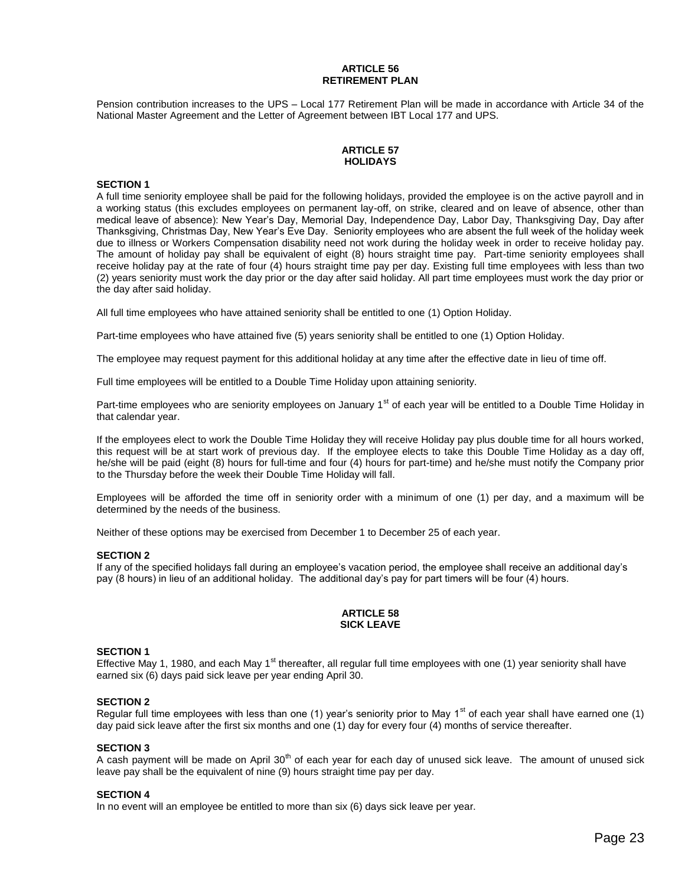## ARTICLE 56
## RETIREMENT PLAN

Pension contribution increases to the UPS – Local 177 Retirement Plan will be made in accordance with Article 34 of the National Master Agreement and the Letter of Agreement between IBT Local 177 and UPS.

## ARTICLE 57
## HOLIDAYS

**SECTION 1**

A full time seniority employee shall be paid for the following holidays, provided the employee is on the active payroll and in a working status (this excludes employees on permanent lay-off, on strike, cleared and on leave of absence, other than medical leave of absence): New Year's Day, Memorial Day, Independence Day, Labor Day, Thanksgiving Day, Day after Thanksgiving, Christmas Day, New Year's Eve Day. Seniority employees who are absent the full week of the holiday week due to illness or Workers Compensation disability need not work during the holiday week in order to receive holiday pay. The amount of holiday pay shall be equivalent of eight (8) hours straight time pay. Part-time seniority employees shall receive holiday pay at the rate of four (4) hours straight time pay per day. Existing full time employees with less than two (2) years seniority must work the day prior or the day after said holiday. All part time employees must work the day prior or the day after said holiday.

All full time employees who have attained seniority shall be entitled to one (1) Option Holiday.

Part-time employees who have attained five (5) years seniority shall be entitled to one (1) Option Holiday.

The employee may request payment for this additional holiday at any time after the effective date in lieu of time off.

Full time employees will be entitled to a Double Time Holiday upon attaining seniority.

Part-time employees who are seniority employees on January 1st of each year will be entitled to a Double Time Holiday in that calendar year.

If the employees elect to work the Double Time Holiday they will receive Holiday pay plus double time for all hours worked, this request will be at start work of previous day. If the employee elects to take this Double Time Holiday as a day off, he/she will be paid (eight (8) hours for full-time and four (4) hours for part-time) and he/she must notify the Company prior to the Thursday before the week their Double Time Holiday will fall.

Employees will be afforded the time off in seniority order with a minimum of one (1) per day, and a maximum will be determined by the needs of the business.

Neither of these options may be exercised from December 1 to December 25 of each year.

**SECTION 2**

If any of the specified holidays fall during an employee's vacation period, the employee shall receive an additional day's pay (8 hours) in lieu of an additional holiday. The additional day's pay for part timers will be four (4) hours.

## ARTICLE 58
## SICK LEAVE

**SECTION 1**

Effective May 1, 1980, and each May 1st thereafter, all regular full time employees with one (1) year seniority shall have earned six (6) days paid sick leave per year ending April 30.

**SECTION 2**

Regular full time employees with less than one (1) year's seniority prior to May 1st of each year shall have earned one (1) day paid sick leave after the first six months and one (1) day for every four (4) months of service thereafter.

**SECTION 3**

A cash payment will be made on April 30th of each year for each day of unused sick leave. The amount of unused sick leave pay shall be the equivalent of nine (9) hours straight time pay per day.

**SECTION 4**

In no event will an employee be entitled to more than six (6) days sick leave per year.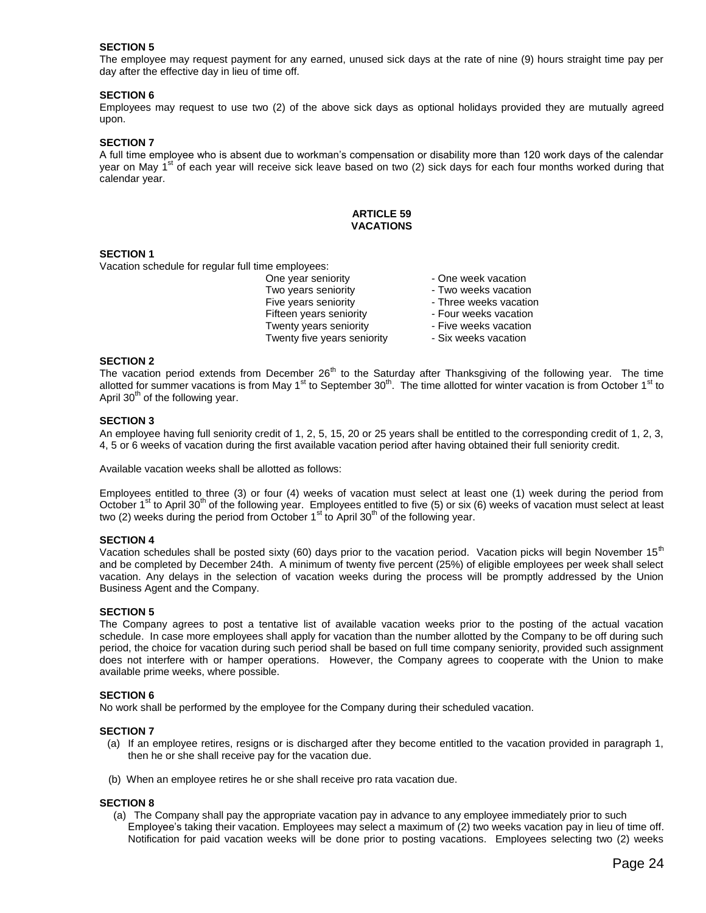**SECTION 5**

The employee may request payment for any earned, unused sick days at the rate of nine (9) hours straight time pay per day after the effective day in lieu of time off.

**SECTION 6**

Employees may request to use two (2) of the above sick days as optional holidays provided they are mutually agreed upon.

**SECTION 7**

A full time employee who is absent due to workman's compensation or disability more than 120 work days of the calendar year on May 1st of each year will receive sick leave based on two (2) sick days for each four months worked during that calendar year.

## ARTICLE 59
## VACATIONS

**SECTION 1**

Vacation schedule for regular full time employees:

| | |
|---|---|
| One year seniority | - One week vacation |
| Two years seniority | - Two weeks vacation |
| Five years seniority | - Three weeks vacation |
| Fifteen years seniority | - Four weeks vacation |
| Twenty years seniority | - Five weeks vacation |
| Twenty five years seniority | - Six weeks vacation |

**SECTION 2**

The vacation period extends from December 26th to the Saturday after Thanksgiving of the following year. The time allotted for summer vacations is from May 1st to September 30th. The time allotted for winter vacation is from October 1st to April 30th of the following year.

**SECTION 3**

An employee having full seniority credit of 1, 2, 5, 15, 20 or 25 years shall be entitled to the corresponding credit of 1, 2, 3, 4, 5 or 6 weeks of vacation during the first available vacation period after having obtained their full seniority credit.

Available vacation weeks shall be allotted as follows:

Employees entitled to three (3) or four (4) weeks of vacation must select at least one (1) week during the period from October 1st to April 30th of the following year. Employees entitled to five (5) or six (6) weeks of vacation must select at least two (2) weeks during the period from October 1st to April 30th of the following year.

**SECTION 4**

Vacation schedules shall be posted sixty (60) days prior to the vacation period. Vacation picks will begin November 15th and be completed by December 24th. A minimum of twenty five percent (25%) of eligible employees per week shall select vacation. Any delays in the selection of vacation weeks during the process will be promptly addressed by the Union Business Agent and the Company.

**SECTION 5**

The Company agrees to post a tentative list of available vacation weeks prior to the posting of the actual vacation schedule. In case more employees shall apply for vacation than the number allotted by the Company to be off during such period, the choice for vacation during such period shall be based on full time company seniority, provided such assignment does not interfere with or hamper operations. However, the Company agrees to cooperate with the Union to make available prime weeks, where possible.

**SECTION 6**

No work shall be performed by the employee for the Company during their scheduled vacation.

**SECTION 7**

(a) If an employee retires, resigns or is discharged after they become entitled to the vacation provided in paragraph 1, then he or she shall receive pay for the vacation due.

(b) When an employee retires he or she shall receive pro rata vacation due.

**SECTION 8**

(a) The Company shall pay the appropriate vacation pay in advance to any employee immediately prior to such Employee's taking their vacation. Employees may select a maximum of (2) two weeks vacation pay in lieu of time off. Notification for paid vacation weeks will be done prior to posting vacations. Employees selecting two (2) weeks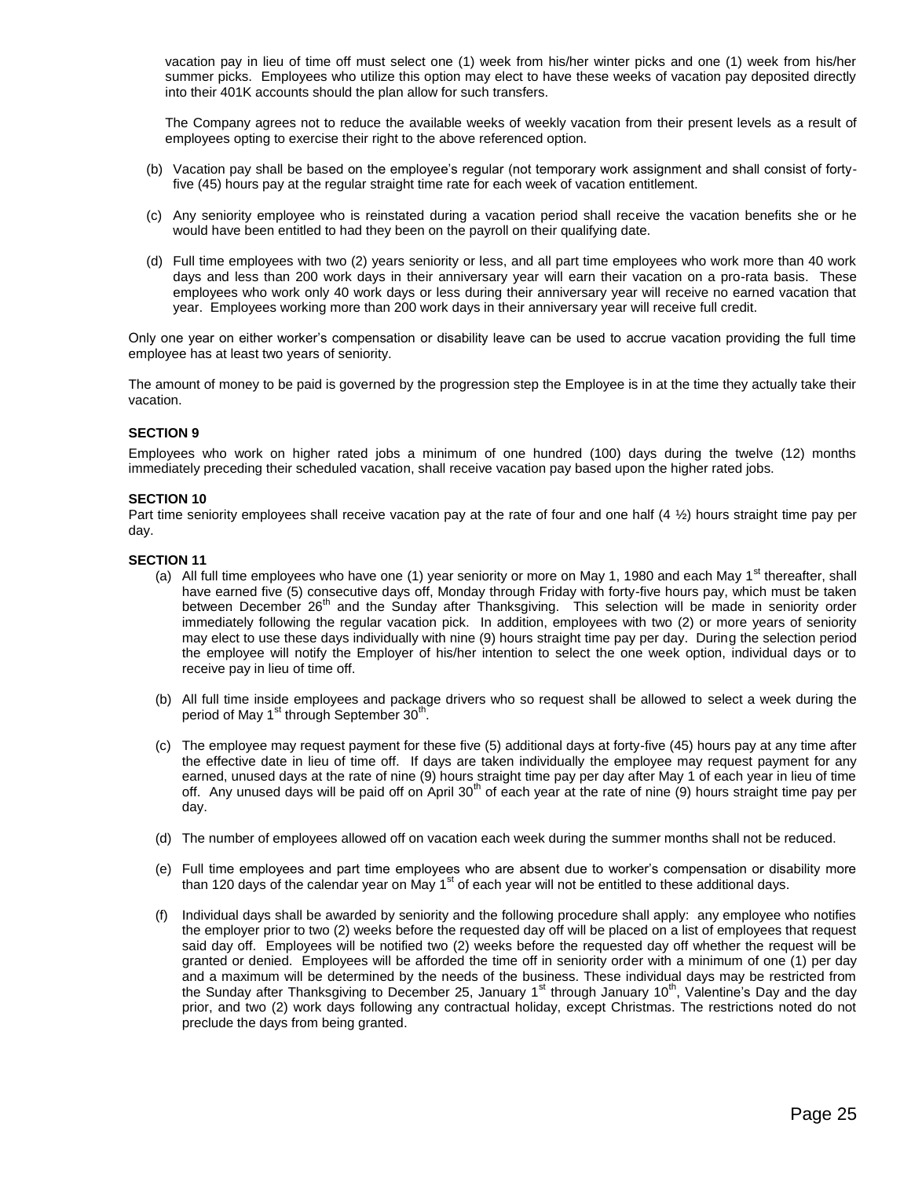vacation pay in lieu of time off must select one (1) week from his/her winter picks and one (1) week from his/her summer picks. Employees who utilize this option may elect to have these weeks of vacation pay deposited directly into their 401K accounts should the plan allow for such transfers.

The Company agrees not to reduce the available weeks of weekly vacation from their present levels as a result of employees opting to exercise their right to the above referenced option.

(b) Vacation pay shall be based on the employee's regular (not temporary work assignment and shall consist of forty-five (45) hours pay at the regular straight time rate for each week of vacation entitlement.

(c) Any seniority employee who is reinstated during a vacation period shall receive the vacation benefits she or he would have been entitled to had they been on the payroll on their qualifying date.

(d) Full time employees with two (2) years seniority or less, and all part time employees who work more than 40 work days and less than 200 work days in their anniversary year will earn their vacation on a pro-rata basis. These employees who work only 40 work days or less during their anniversary year will receive no earned vacation that year. Employees working more than 200 work days in their anniversary year will receive full credit.

Only one year on either worker's compensation or disability leave can be used to accrue vacation providing the full time employee has at least two years of seniority.

The amount of money to be paid is governed by the progression step the Employee is in at the time they actually take their vacation.

**SECTION 9**

Employees who work on higher rated jobs a minimum of one hundred (100) days during the twelve (12) months immediately preceding their scheduled vacation, shall receive vacation pay based upon the higher rated jobs.

**SECTION 10**

Part time seniority employees shall receive vacation pay at the rate of four and one half (4 ½) hours straight time pay per day.

**SECTION 11**

(a) All full time employees who have one (1) year seniority or more on May 1, 1980 and each May 1st thereafter, shall have earned five (5) consecutive days off, Monday through Friday with forty-five hours pay, which must be taken between December 26th and the Sunday after Thanksgiving. This selection will be made in seniority order immediately following the regular vacation pick. In addition, employees with two (2) or more years of seniority may elect to use these days individually with nine (9) hours straight time pay per day. During the selection period the employee will notify the Employer of his/her intention to select the one week option, individual days or to receive pay in lieu of time off.

(b) All full time inside employees and package drivers who so request shall be allowed to select a week during the period of May 1st through September 30th.

(c) The employee may request payment for these five (5) additional days at forty-five (45) hours pay at any time after the effective date in lieu of time off. If days are taken individually the employee may request payment for any earned, unused days at the rate of nine (9) hours straight time pay per day after May 1 of each year in lieu of time off. Any unused days will be paid off on April 30th of each year at the rate of nine (9) hours straight time pay per day.

(d) The number of employees allowed off on vacation each week during the summer months shall not be reduced.

(e) Full time employees and part time employees who are absent due to worker's compensation or disability more than 120 days of the calendar year on May 1st of each year will not be entitled to these additional days.

(f) Individual days shall be awarded by seniority and the following procedure shall apply: any employee who notifies the employer prior to two (2) weeks before the requested day off will be placed on a list of employees that request said day off. Employees will be notified two (2) weeks before the requested day off whether the request will be granted or denied. Employees will be afforded the time off in seniority order with a minimum of one (1) per day and a maximum will be determined by the needs of the business. These individual days may be restricted from the Sunday after Thanksgiving to December 25, January 1st through January 10th, Valentine's Day and the day prior, and two (2) work days following any contractual holiday, except Christmas. The restrictions noted do not preclude the days from being granted.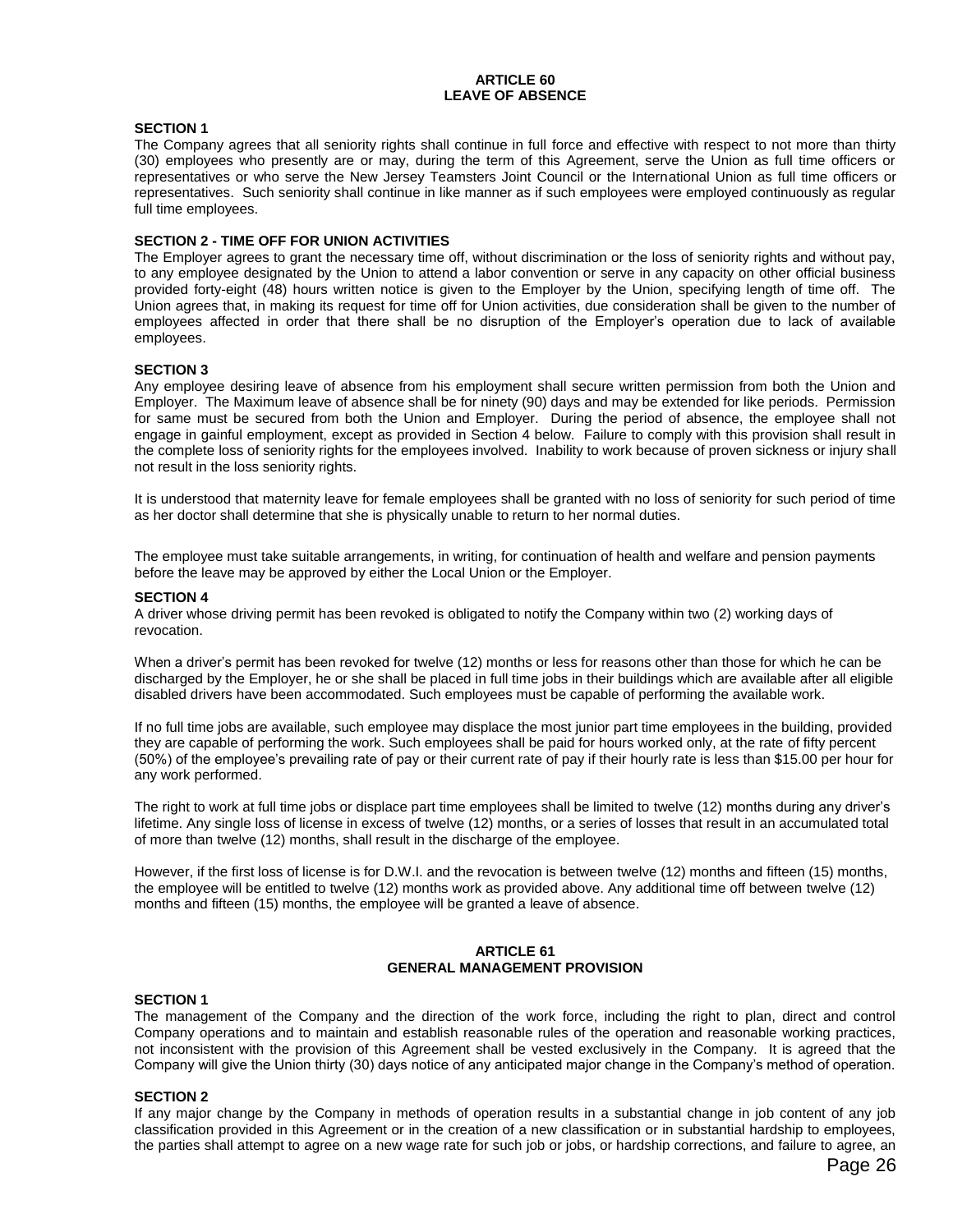## ARTICLE 60
## LEAVE OF ABSENCE

**SECTION 1**

The Company agrees that all seniority rights shall continue in full force and effective with respect to not more than thirty (30) employees who presently are or may, during the term of this Agreement, serve the Union as full time officers or representatives or who serve the New Jersey Teamsters Joint Council or the International Union as full time officers or representatives. Such seniority shall continue in like manner as if such employees were employed continuously as regular full time employees.

**SECTION 2 - TIME OFF FOR UNION ACTIVITIES**

The Employer agrees to grant the necessary time off, without discrimination or the loss of seniority rights and without pay, to any employee designated by the Union to attend a labor convention or serve in any capacity on other official business provided forty-eight (48) hours written notice is given to the Employer by the Union, specifying length of time off. The Union agrees that, in making its request for time off for Union activities, due consideration shall be given to the number of employees affected in order that there shall be no disruption of the Employer's operation due to lack of available employees.

**SECTION 3**

Any employee desiring leave of absence from his employment shall secure written permission from both the Union and Employer. The Maximum leave of absence shall be for ninety (90) days and may be extended for like periods. Permission for same must be secured from both the Union and Employer. During the period of absence, the employee shall not engage in gainful employment, except as provided in Section 4 below. Failure to comply with this provision shall result in the complete loss of seniority rights for the employees involved. Inability to work because of proven sickness or injury shall not result in the loss seniority rights.

It is understood that maternity leave for female employees shall be granted with no loss of seniority for such period of time as her doctor shall determine that she is physically unable to return to her normal duties.

The employee must take suitable arrangements, in writing, for continuation of health and welfare and pension payments before the leave may be approved by either the Local Union or the Employer.

**SECTION 4**

A driver whose driving permit has been revoked is obligated to notify the Company within two (2) working days of revocation.

When a driver's permit has been revoked for twelve (12) months or less for reasons other than those for which he can be discharged by the Employer, he or she shall be placed in full time jobs in their buildings which are available after all eligible disabled drivers have been accommodated. Such employees must be capable of performing the available work.

If no full time jobs are available, such employee may displace the most junior part time employees in the building, provided they are capable of performing the work. Such employees shall be paid for hours worked only, at the rate of fifty percent (50%) of the employee's prevailing rate of pay or their current rate of pay if their hourly rate is less than $15.00 per hour for any work performed.

The right to work at full time jobs or displace part time employees shall be limited to twelve (12) months during any driver's lifetime. Any single loss of license in excess of twelve (12) months, or a series of losses that result in an accumulated total of more than twelve (12) months, shall result in the discharge of the employee.

However, if the first loss of license is for D.W.I. and the revocation is between twelve (12) months and fifteen (15) months, the employee will be entitled to twelve (12) months work as provided above. Any additional time off between twelve (12) months and fifteen (15) months, the employee will be granted a leave of absence.

## ARTICLE 61
## GENERAL MANAGEMENT PROVISION

**SECTION 1**

The management of the Company and the direction of the work force, including the right to plan, direct and control Company operations and to maintain and establish reasonable rules of the operation and reasonable working practices, not inconsistent with the provision of this Agreement shall be vested exclusively in the Company. It is agreed that the Company will give the Union thirty (30) days notice of any anticipated major change in the Company's method of operation.

**SECTION 2**

If any major change by the Company in methods of operation results in a substantial change in job content of any job classification provided in this Agreement or in the creation of a new classification or in substantial hardship to employees, the parties shall attempt to agree on a new wage rate for such job or jobs, or hardship corrections, and failure to agree, an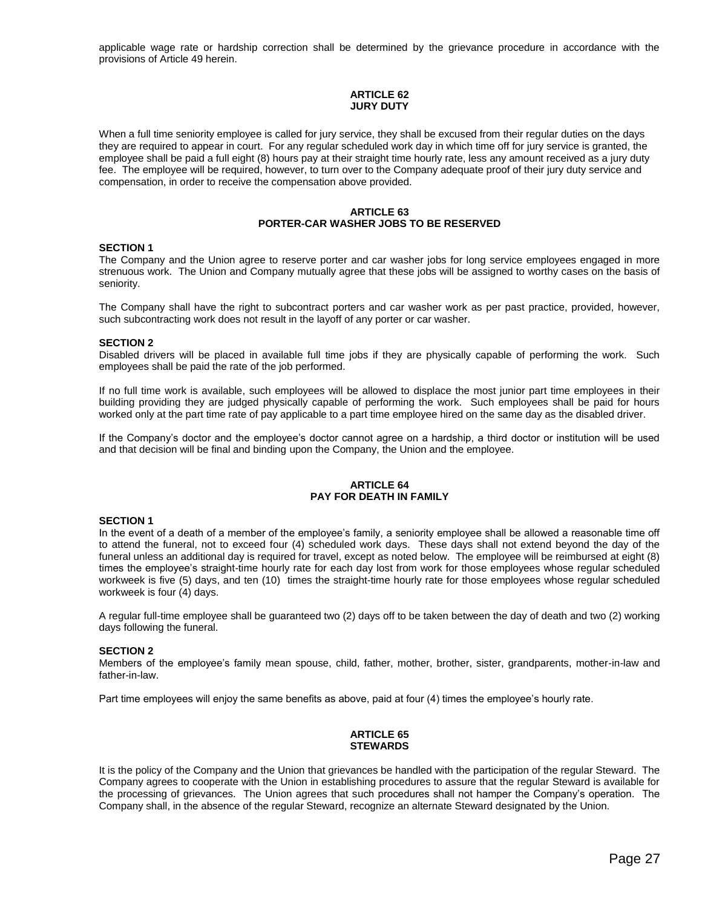applicable wage rate or hardship correction shall be determined by the grievance procedure in accordance with the provisions of Article 49 herein.

## ARTICLE 62
## JURY DUTY

When a full time seniority employee is called for jury service, they shall be excused from their regular duties on the days they are required to appear in court. For any regular scheduled work day in which time off for jury service is granted, the employee shall be paid a full eight (8) hours pay at their straight time hourly rate, less any amount received as a jury duty fee. The employee will be required, however, to turn over to the Company adequate proof of their jury duty service and compensation, in order to receive the compensation above provided.

## ARTICLE 63
## PORTER-CAR WASHER JOBS TO BE RESERVED

**SECTION 1**

The Company and the Union agree to reserve porter and car washer jobs for long service employees engaged in more strenuous work. The Union and Company mutually agree that these jobs will be assigned to worthy cases on the basis of seniority.

The Company shall have the right to subcontract porters and car washer work as per past practice, provided, however, such subcontracting work does not result in the layoff of any porter or car washer.

**SECTION 2**

Disabled drivers will be placed in available full time jobs if they are physically capable of performing the work. Such employees shall be paid the rate of the job performed.

If no full time work is available, such employees will be allowed to displace the most junior part time employees in their building providing they are judged physically capable of performing the work. Such employees shall be paid for hours worked only at the part time rate of pay applicable to a part time employee hired on the same day as the disabled driver.

If the Company's doctor and the employee's doctor cannot agree on a hardship, a third doctor or institution will be used and that decision will be final and binding upon the Company, the Union and the employee.

## ARTICLE 64
## PAY FOR DEATH IN FAMILY

**SECTION 1**

In the event of a death of a member of the employee's family, a seniority employee shall be allowed a reasonable time off to attend the funeral, not to exceed four (4) scheduled work days. These days shall not extend beyond the day of the funeral unless an additional day is required for travel, except as noted below. The employee will be reimbursed at eight (8) times the employee's straight-time hourly rate for each day lost from work for those employees whose regular scheduled workweek is five (5) days, and ten (10) times the straight-time hourly rate for those employees whose regular scheduled workweek is four (4) days.

A regular full-time employee shall be guaranteed two (2) days off to be taken between the day of death and two (2) working days following the funeral.

**SECTION 2**

Members of the employee's family mean spouse, child, father, mother, brother, sister, grandparents, mother-in-law and father-in-law.

Part time employees will enjoy the same benefits as above, paid at four (4) times the employee's hourly rate.

## ARTICLE 65
## STEWARDS

It is the policy of the Company and the Union that grievances be handled with the participation of the regular Steward. The Company agrees to cooperate with the Union in establishing procedures to assure that the regular Steward is available for the processing of grievances. The Union agrees that such procedures shall not hamper the Company's operation. The Company shall, in the absence of the regular Steward, recognize an alternate Steward designated by the Union.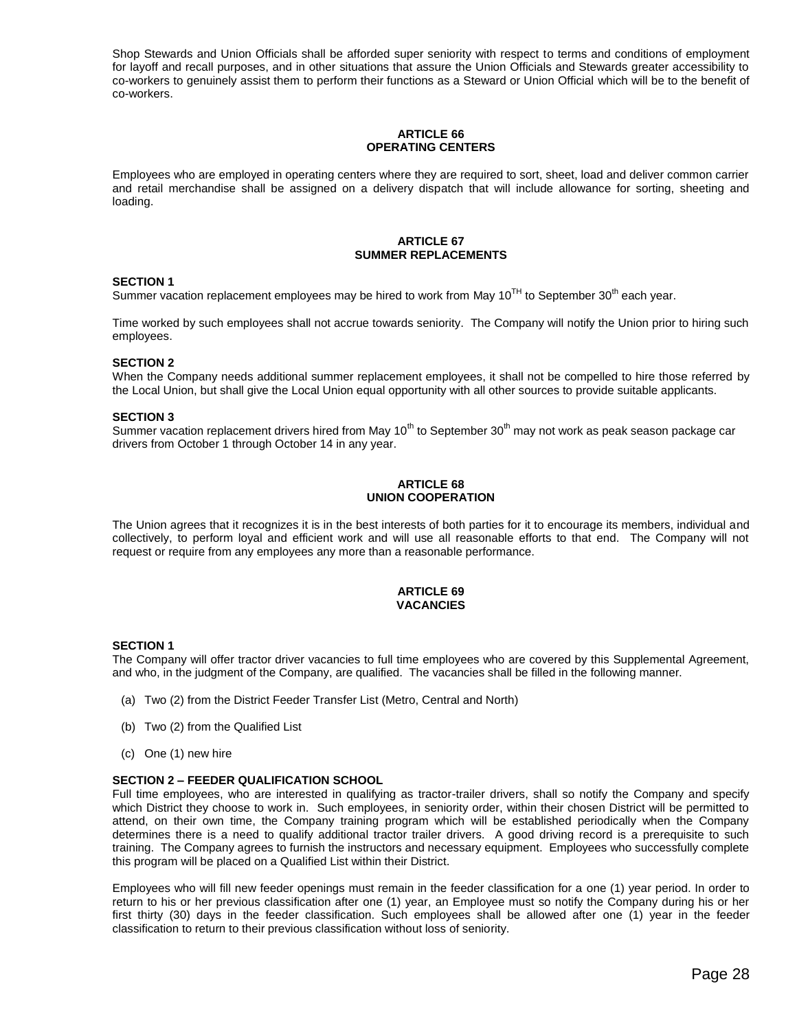Shop Stewards and Union Officials shall be afforded super seniority with respect to terms and conditions of employment for layoff and recall purposes, and in other situations that assure the Union Officials and Stewards greater accessibility to co-workers to genuinely assist them to perform their functions as a Steward or Union Official which will be to the benefit of co-workers.

## ARTICLE 66
## OPERATING CENTERS

Employees who are employed in operating centers where they are required to sort, sheet, load and deliver common carrier and retail merchandise shall be assigned on a delivery dispatch that will include allowance for sorting, sheeting and loading.

## ARTICLE 67
## SUMMER REPLACEMENTS

**SECTION 1**
Summer vacation replacement employees may be hired to work from May 10TH to September 30th each year.

Time worked by such employees shall not accrue towards seniority. The Company will notify the Union prior to hiring such employees.

**SECTION 2**
When the Company needs additional summer replacement employees, it shall not be compelled to hire those referred by the Local Union, but shall give the Local Union equal opportunity with all other sources to provide suitable applicants.

**SECTION 3**
Summer vacation replacement drivers hired from May 10th to September 30th may not work as peak season package car drivers from October 1 through October 14 in any year.

## ARTICLE 68
## UNION COOPERATION

The Union agrees that it recognizes it is in the best interests of both parties for it to encourage its members, individual and collectively, to perform loyal and efficient work and will use all reasonable efforts to that end. The Company will not request or require from any employees any more than a reasonable performance.

## ARTICLE 69
## VACANCIES

**SECTION 1**
The Company will offer tractor driver vacancies to full time employees who are covered by this Supplemental Agreement, and who, in the judgment of the Company, are qualified. The vacancies shall be filled in the following manner.

(a) Two (2) from the District Feeder Transfer List (Metro, Central and North)

(b) Two (2) from the Qualified List

(c) One (1) new hire

**SECTION 2 – FEEDER QUALIFICATION SCHOOL**
Full time employees, who are interested in qualifying as tractor-trailer drivers, shall so notify the Company and specify which District they choose to work in. Such employees, in seniority order, within their chosen District will be permitted to attend, on their own time, the Company training program which will be established periodically when the Company determines there is a need to qualify additional tractor trailer drivers. A good driving record is a prerequisite to such training. The Company agrees to furnish the instructors and necessary equipment. Employees who successfully complete this program will be placed on a Qualified List within their District.

Employees who will fill new feeder openings must remain in the feeder classification for a one (1) year period. In order to return to his or her previous classification after one (1) year, an Employee must so notify the Company during his or her first thirty (30) days in the feeder classification. Such employees shall be allowed after one (1) year in the feeder classification to return to their previous classification without loss of seniority.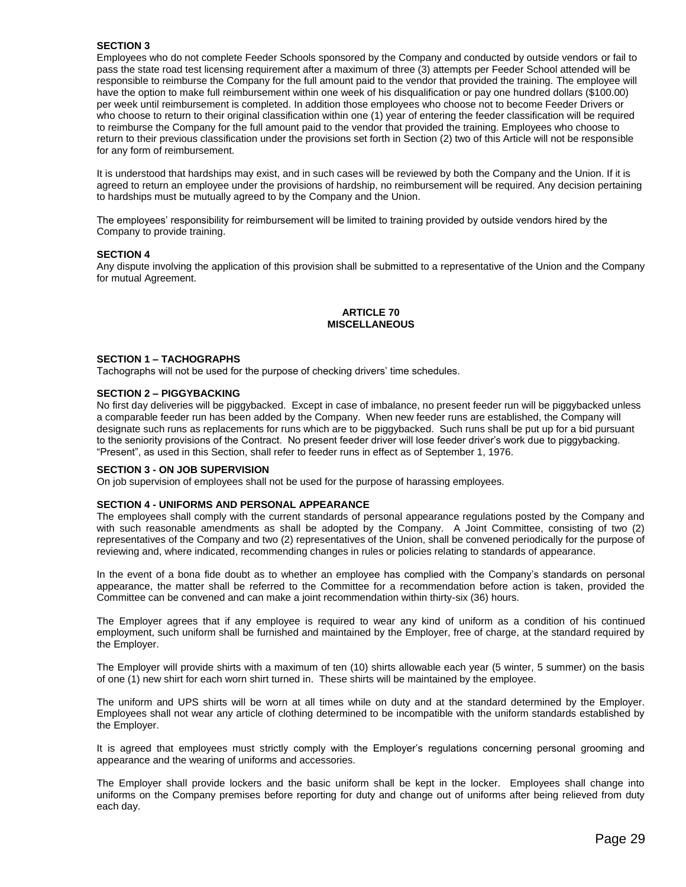**SECTION 3**

Employees who do not complete Feeder Schools sponsored by the Company and conducted by outside vendors or fail to pass the state road test licensing requirement after a maximum of three (3) attempts per Feeder School attended will be responsible to reimburse the Company for the full amount paid to the vendor that provided the training. The employee will have the option to make full reimbursement within one week of his disqualification or pay one hundred dollars ($100.00) per week until reimbursement is completed. In addition those employees who choose not to become Feeder Drivers or who choose to return to their original classification within one (1) year of entering the feeder classification will be required to reimburse the Company for the full amount paid to the vendor that provided the training. Employees who choose to return to their previous classification under the provisions set forth in Section (2) two of this Article will not be responsible for any form of reimbursement.

It is understood that hardships may exist, and in such cases will be reviewed by both the Company and the Union. If it is agreed to return an employee under the provisions of hardship, no reimbursement will be required. Any decision pertaining to hardships must be mutually agreed to by the Company and the Union.

The employees' responsibility for reimbursement will be limited to training provided by outside vendors hired by the Company to provide training.

**SECTION 4**

Any dispute involving the application of this provision shall be submitted to a representative of the Union and the Company for mutual Agreement.

## ARTICLE 70
## MISCELLANEOUS

**SECTION 1 – TACHOGRAPHS**

Tachographs will not be used for the purpose of checking drivers' time schedules.

**SECTION 2 – PIGGYBACKING**

No first day deliveries will be piggybacked. Except in case of imbalance, no present feeder run will be piggybacked unless a comparable feeder run has been added by the Company. When new feeder runs are established, the Company will designate such runs as replacements for runs which are to be piggybacked. Such runs shall be put up for a bid pursuant to the seniority provisions of the Contract. No present feeder driver will lose feeder driver's work due to piggybacking. "Present", as used in this Section, shall refer to feeder runs in effect as of September 1, 1976.

**SECTION 3 - ON JOB SUPERVISION**

On job supervision of employees shall not be used for the purpose of harassing employees.

**SECTION 4 - UNIFORMS AND PERSONAL APPEARANCE**

The employees shall comply with the current standards of personal appearance regulations posted by the Company and with such reasonable amendments as shall be adopted by the Company. A Joint Committee, consisting of two (2) representatives of the Company and two (2) representatives of the Union, shall be convened periodically for the purpose of reviewing and, where indicated, recommending changes in rules or policies relating to standards of appearance.

In the event of a bona fide doubt as to whether an employee has complied with the Company's standards on personal appearance, the matter shall be referred to the Committee for a recommendation before action is taken, provided the Committee can be convened and can make a joint recommendation within thirty-six (36) hours.

The Employer agrees that if any employee is required to wear any kind of uniform as a condition of his continued employment, such uniform shall be furnished and maintained by the Employer, free of charge, at the standard required by the Employer.

The Employer will provide shirts with a maximum of ten (10) shirts allowable each year (5 winter, 5 summer) on the basis of one (1) new shirt for each worn shirt turned in. These shirts will be maintained by the employee.

The uniform and UPS shirts will be worn at all times while on duty and at the standard determined by the Employer. Employees shall not wear any article of clothing determined to be incompatible with the uniform standards established by the Employer.

It is agreed that employees must strictly comply with the Employer's regulations concerning personal grooming and appearance and the wearing of uniforms and accessories.

The Employer shall provide lockers and the basic uniform shall be kept in the locker. Employees shall change into uniforms on the Company premises before reporting for duty and change out of uniforms after being relieved from duty each day.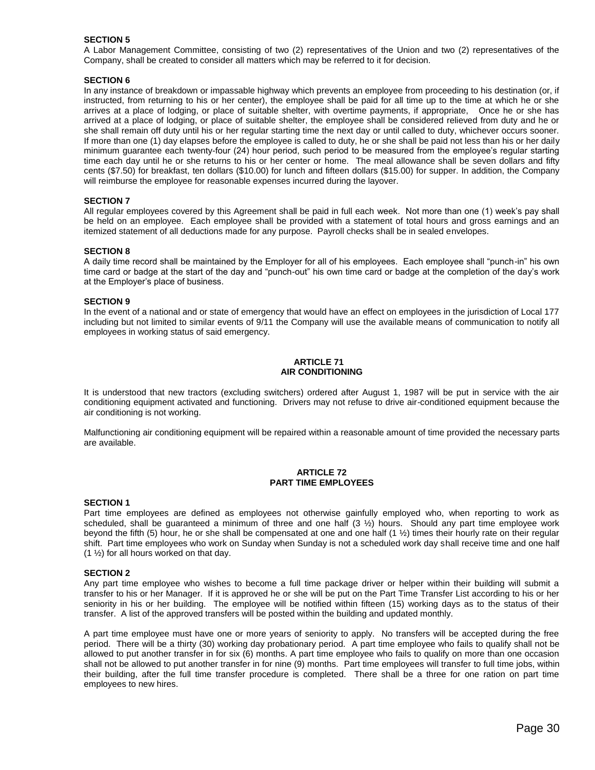### SECTION 5

A Labor Management Committee, consisting of two (2) representatives of the Union and two (2) representatives of the Company, shall be created to consider all matters which may be referred to it for decision.

### SECTION 6

In any instance of breakdown or impassable highway which prevents an employee from proceeding to his destination (or, if instructed, from returning to his or her center), the employee shall be paid for all time up to the time at which he or she arrives at a place of lodging, or place of suitable shelter, with overtime payments, if appropriate, Once he or she has arrived at a place of lodging, or place of suitable shelter, the employee shall be considered relieved from duty and he or she shall remain off duty until his or her regular starting time the next day or until called to duty, whichever occurs sooner. If more than one (1) day elapses before the employee is called to duty, he or she shall be paid not less than his or her daily minimum guarantee each twenty-four (24) hour period, such period to be measured from the employee's regular starting time each day until he or she returns to his or her center or home. The meal allowance shall be seven dollars and fifty cents ($7.50) for breakfast, ten dollars ($10.00) for lunch and fifteen dollars ($15.00) for supper. In addition, the Company will reimburse the employee for reasonable expenses incurred during the layover.

### SECTION 7

All regular employees covered by this Agreement shall be paid in full each week. Not more than one (1) week's pay shall be held on an employee. Each employee shall be provided with a statement of total hours and gross earnings and an itemized statement of all deductions made for any purpose. Payroll checks shall be in sealed envelopes.

### SECTION 8

A daily time record shall be maintained by the Employer for all of his employees. Each employee shall "punch-in" his own time card or badge at the start of the day and "punch-out" his own time card or badge at the completion of the day's work at the Employer's place of business.

### SECTION 9

In the event of a national and or state of emergency that would have an effect on employees in the jurisdiction of Local 177 including but not limited to similar events of 9/11 the Company will use the available means of communication to notify all employees in working status of said emergency.

## ARTICLE 71
## AIR CONDITIONING

It is understood that new tractors (excluding switchers) ordered after August 1, 1987 will be put in service with the air conditioning equipment activated and functioning. Drivers may not refuse to drive air-conditioned equipment because the air conditioning is not working.

Malfunctioning air conditioning equipment will be repaired within a reasonable amount of time provided the necessary parts are available.

## ARTICLE 72
## PART TIME EMPLOYEES

### SECTION 1

Part time employees are defined as employees not otherwise gainfully employed who, when reporting to work as scheduled, shall be guaranteed a minimum of three and one half (3 ½) hours. Should any part time employee work beyond the fifth (5) hour, he or she shall be compensated at one and one half (1 ½) times their hourly rate on their regular shift. Part time employees who work on Sunday when Sunday is not a scheduled work day shall receive time and one half (1 ½) for all hours worked on that day.

### SECTION 2

Any part time employee who wishes to become a full time package driver or helper within their building will submit a transfer to his or her Manager. If it is approved he or she will be put on the Part Time Transfer List according to his or her seniority in his or her building. The employee will be notified within fifteen (15) working days as to the status of their transfer. A list of the approved transfers will be posted within the building and updated monthly.

A part time employee must have one or more years of seniority to apply. No transfers will be accepted during the free period. There will be a thirty (30) working day probationary period. A part time employee who fails to qualify shall not be allowed to put another transfer in for six (6) months. A part time employee who fails to qualify on more than one occasion shall not be allowed to put another transfer in for nine (9) months. Part time employees will transfer to full time jobs, within their building, after the full time transfer procedure is completed. There shall be a three for one ration on part time employees to new hires.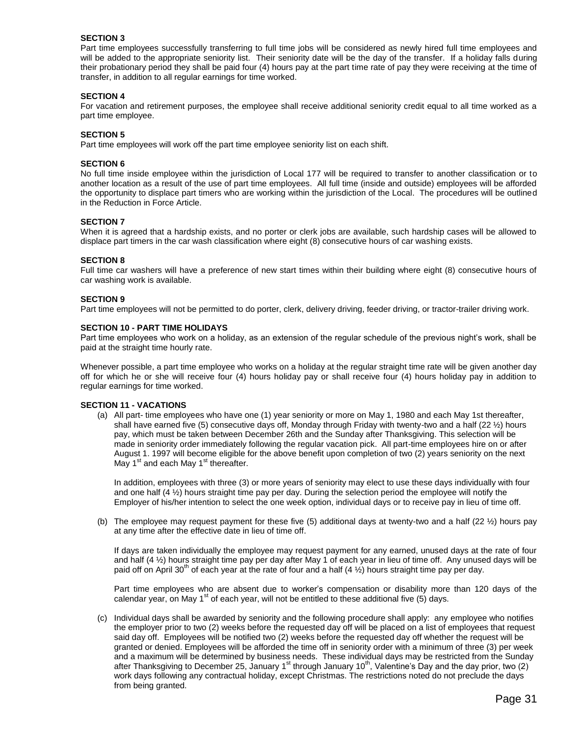**SECTION 3**

Part time employees successfully transferring to full time jobs will be considered as newly hired full time employees and will be added to the appropriate seniority list. Their seniority date will be the day of the transfer. If a holiday falls during their probationary period they shall be paid four (4) hours pay at the part time rate of pay they were receiving at the time of transfer, in addition to all regular earnings for time worked.

**SECTION 4**

For vacation and retirement purposes, the employee shall receive additional seniority credit equal to all time worked as a part time employee.

**SECTION 5**

Part time employees will work off the part time employee seniority list on each shift.

**SECTION 6**

No full time inside employee within the jurisdiction of Local 177 will be required to transfer to another classification or to another location as a result of the use of part time employees. All full time (inside and outside) employees will be afforded the opportunity to displace part timers who are working within the jurisdiction of the Local. The procedures will be outlined in the Reduction in Force Article.

**SECTION 7**

When it is agreed that a hardship exists, and no porter or clerk jobs are available, such hardship cases will be allowed to displace part timers in the car wash classification where eight (8) consecutive hours of car washing exists.

**SECTION 8**

Full time car washers will have a preference of new start times within their building where eight (8) consecutive hours of car washing work is available.

**SECTION 9**

Part time employees will not be permitted to do porter, clerk, delivery driving, feeder driving, or tractor-trailer driving work.

**SECTION 10 - PART TIME HOLIDAYS**

Part time employees who work on a holiday, as an extension of the regular schedule of the previous night's work, shall be paid at the straight time hourly rate.

Whenever possible, a part time employee who works on a holiday at the regular straight time rate will be given another day off for which he or she will receive four (4) hours holiday pay or shall receive four (4) hours holiday pay in addition to regular earnings for time worked.

**SECTION 11 - VACATIONS**

(a) All part- time employees who have one (1) year seniority or more on May 1, 1980 and each May 1st thereafter, shall have earned five (5) consecutive days off, Monday through Friday with twenty-two and a half (22 ½) hours pay, which must be taken between December 26th and the Sunday after Thanksgiving. This selection will be made in seniority order immediately following the regular vacation pick. All part-time employees hire on or after August 1. 1997 will become eligible for the above benefit upon completion of two (2) years seniority on the next May 1st and each May 1st thereafter.

In addition, employees with three (3) or more years of seniority may elect to use these days individually with four and one half (4 ½) hours straight time pay per day. During the selection period the employee will notify the Employer of his/her intention to select the one week option, individual days or to receive pay in lieu of time off.

(b) The employee may request payment for these five (5) additional days at twenty-two and a half (22 ½) hours pay at any time after the effective date in lieu of time off.

If days are taken individually the employee may request payment for any earned, unused days at the rate of four and half (4 ½) hours straight time pay per day after May 1 of each year in lieu of time off. Any unused days will be paid off on April 30th of each year at the rate of four and a half (4 ½) hours straight time pay per day.

Part time employees who are absent due to worker's compensation or disability more than 120 days of the calendar year, on May 1st of each year, will not be entitled to these additional five (5) days.

(c) Individual days shall be awarded by seniority and the following procedure shall apply: any employee who notifies the employer prior to two (2) weeks before the requested day off will be placed on a list of employees that request said day off. Employees will be notified two (2) weeks before the requested day off whether the request will be granted or denied. Employees will be afforded the time off in seniority order with a minimum of three (3) per week and a maximum will be determined by business needs. These individual days may be restricted from the Sunday after Thanksgiving to December 25, January 1st through January 10th, Valentine's Day and the day prior, two (2) work days following any contractual holiday, except Christmas. The restrictions noted do not preclude the days from being granted.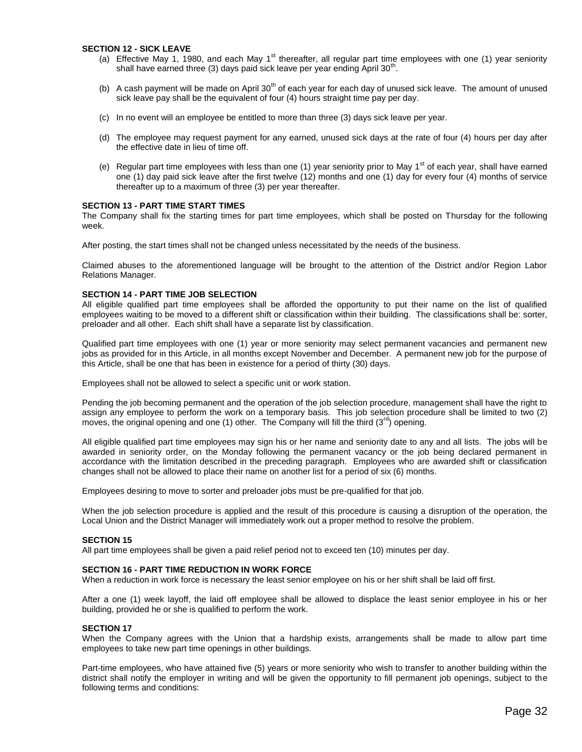**SECTION 12 - SICK LEAVE**

(a) Effective May 1, 1980, and each May 1st thereafter, all regular part time employees with one (1) year seniority shall have earned three (3) days paid sick leave per year ending April 30th.

(b) A cash payment will be made on April 30th of each year for each day of unused sick leave. The amount of unused sick leave pay shall be the equivalent of four (4) hours straight time pay per day.

(c) In no event will an employee be entitled to more than three (3) days sick leave per year.

(d) The employee may request payment for any earned, unused sick days at the rate of four (4) hours per day after the effective date in lieu of time off.

(e) Regular part time employees with less than one (1) year seniority prior to May 1st of each year, shall have earned one (1) day paid sick leave after the first twelve (12) months and one (1) day for every four (4) months of service thereafter up to a maximum of three (3) per year thereafter.

**SECTION 13 - PART TIME START TIMES**

The Company shall fix the starting times for part time employees, which shall be posted on Thursday for the following week.

After posting, the start times shall not be changed unless necessitated by the needs of the business.

Claimed abuses to the aforementioned language will be brought to the attention of the District and/or Region Labor Relations Manager.

**SECTION 14 - PART TIME JOB SELECTION**

All eligible qualified part time employees shall be afforded the opportunity to put their name on the list of qualified employees waiting to be moved to a different shift or classification within their building. The classifications shall be: sorter, preloader and all other. Each shift shall have a separate list by classification.

Qualified part time employees with one (1) year or more seniority may select permanent vacancies and permanent new jobs as provided for in this Article, in all months except November and December. A permanent new job for the purpose of this Article, shall be one that has been in existence for a period of thirty (30) days.

Employees shall not be allowed to select a specific unit or work station.

Pending the job becoming permanent and the operation of the job selection procedure, management shall have the right to assign any employee to perform the work on a temporary basis. This job selection procedure shall be limited to two (2) moves, the original opening and one (1) other. The Company will fill the third (3rd) opening.

All eligible qualified part time employees may sign his or her name and seniority date to any and all lists. The jobs will be awarded in seniority order, on the Monday following the permanent vacancy or the job being declared permanent in accordance with the limitation described in the preceding paragraph. Employees who are awarded shift or classification changes shall not be allowed to place their name on another list for a period of six (6) months.

Employees desiring to move to sorter and preloader jobs must be pre-qualified for that job.

When the job selection procedure is applied and the result of this procedure is causing a disruption of the operation, the Local Union and the District Manager will immediately work out a proper method to resolve the problem.

**SECTION 15**

All part time employees shall be given a paid relief period not to exceed ten (10) minutes per day.

**SECTION 16 - PART TIME REDUCTION IN WORK FORCE**

When a reduction in work force is necessary the least senior employee on his or her shift shall be laid off first.

After a one (1) week layoff, the laid off employee shall be allowed to displace the least senior employee in his or her building, provided he or she is qualified to perform the work.

**SECTION 17**

When the Company agrees with the Union that a hardship exists, arrangements shall be made to allow part time employees to take new part time openings in other buildings.

Part-time employees, who have attained five (5) years or more seniority who wish to transfer to another building within the district shall notify the employer in writing and will be given the opportunity to fill permanent job openings, subject to the following terms and conditions: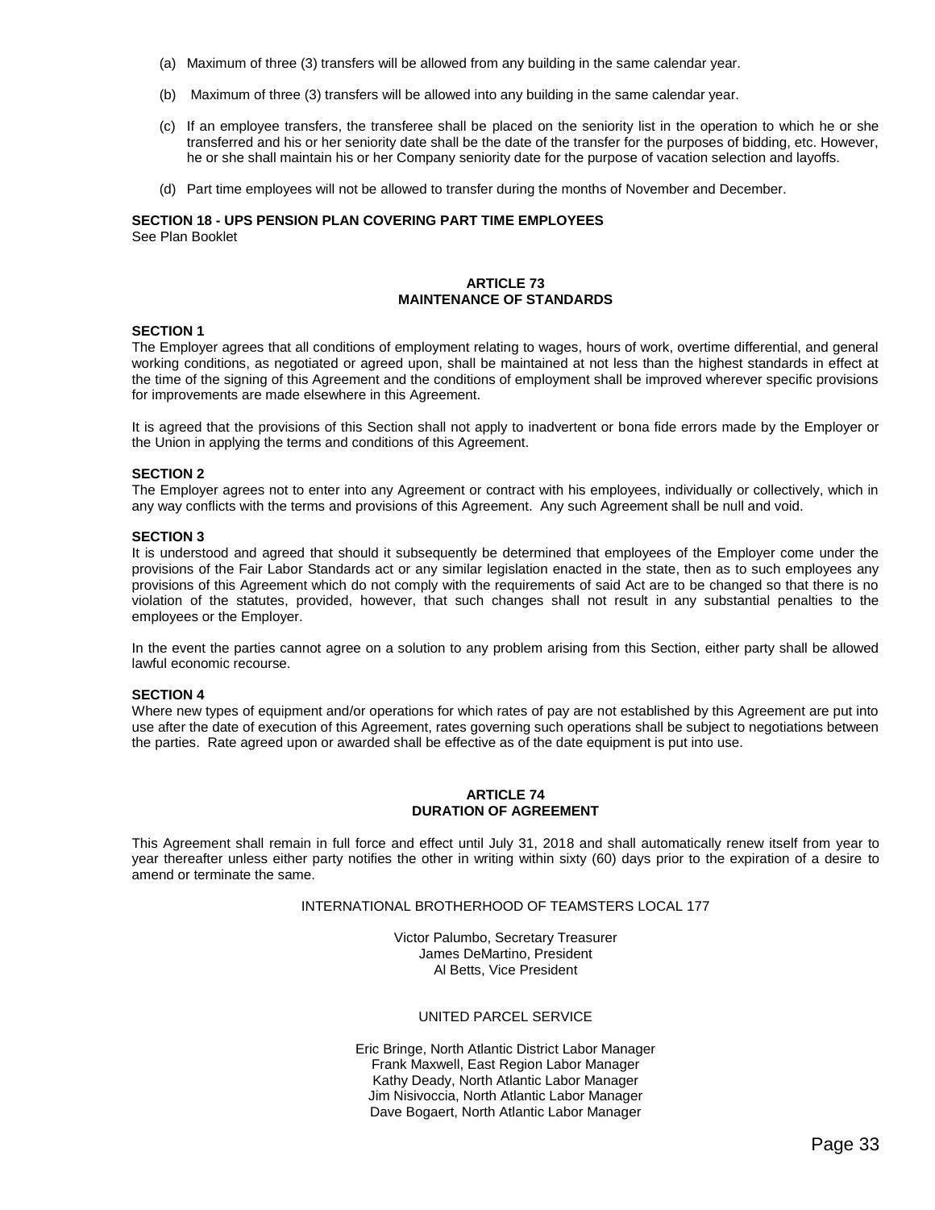(a) Maximum of three (3) transfers will be allowed from any building in the same calendar year.

(b) Maximum of three (3) transfers will be allowed into any building in the same calendar year.

(c) If an employee transfers, the transferee shall be placed on the seniority list in the operation to which he or she transferred and his or her seniority date shall be the date of the transfer for the purposes of bidding, etc. However, he or she shall maintain his or her Company seniority date for the purpose of vacation selection and layoffs.

(d) Part time employees will not be allowed to transfer during the months of November and December.

**SECTION 18 - UPS PENSION PLAN COVERING PART TIME EMPLOYEES**
See Plan Booklet

## ARTICLE 73
## MAINTENANCE OF STANDARDS

**SECTION 1**
The Employer agrees that all conditions of employment relating to wages, hours of work, overtime differential, and general working conditions, as negotiated or agreed upon, shall be maintained at not less than the highest standards in effect at the time of the signing of this Agreement and the conditions of employment shall be improved wherever specific provisions for improvements are made elsewhere in this Agreement.

It is agreed that the provisions of this Section shall not apply to inadvertent or bona fide errors made by the Employer or the Union in applying the terms and conditions of this Agreement.

**SECTION 2**
The Employer agrees not to enter into any Agreement or contract with his employees, individually or collectively, which in any way conflicts with the terms and provisions of this Agreement. Any such Agreement shall be null and void.

**SECTION 3**
It is understood and agreed that should it subsequently be determined that employees of the Employer come under the provisions of the Fair Labor Standards act or any similar legislation enacted in the state, then as to such employees any provisions of this Agreement which do not comply with the requirements of said Act are to be changed so that there is no violation of the statutes, provided, however, that such changes shall not result in any substantial penalties to the employees or the Employer.

In the event the parties cannot agree on a solution to any problem arising from this Section, either party shall be allowed lawful economic recourse.

**SECTION 4**
Where new types of equipment and/or operations for which rates of pay are not established by this Agreement are put into use after the date of execution of this Agreement, rates governing such operations shall be subject to negotiations between the parties. Rate agreed upon or awarded shall be effective as of the date equipment is put into use.

## ARTICLE 74
## DURATION OF AGREEMENT

This Agreement shall remain in full force and effect until July 31, 2018 and shall automatically renew itself from year to year thereafter unless either party notifies the other in writing within sixty (60) days prior to the expiration of a desire to amend or terminate the same.

INTERNATIONAL BROTHERHOOD OF TEAMSTERS LOCAL 177

Victor Palumbo, Secretary Treasurer
James DeMartino, President
Al Betts, Vice President

UNITED PARCEL SERVICE

Eric Bringe, North Atlantic District Labor Manager
Frank Maxwell, East Region Labor Manager
Kathy Deady, North Atlantic Labor Manager
Jim Nisivoccia, North Atlantic Labor Manager
Dave Bogaert, North Atlantic Labor Manager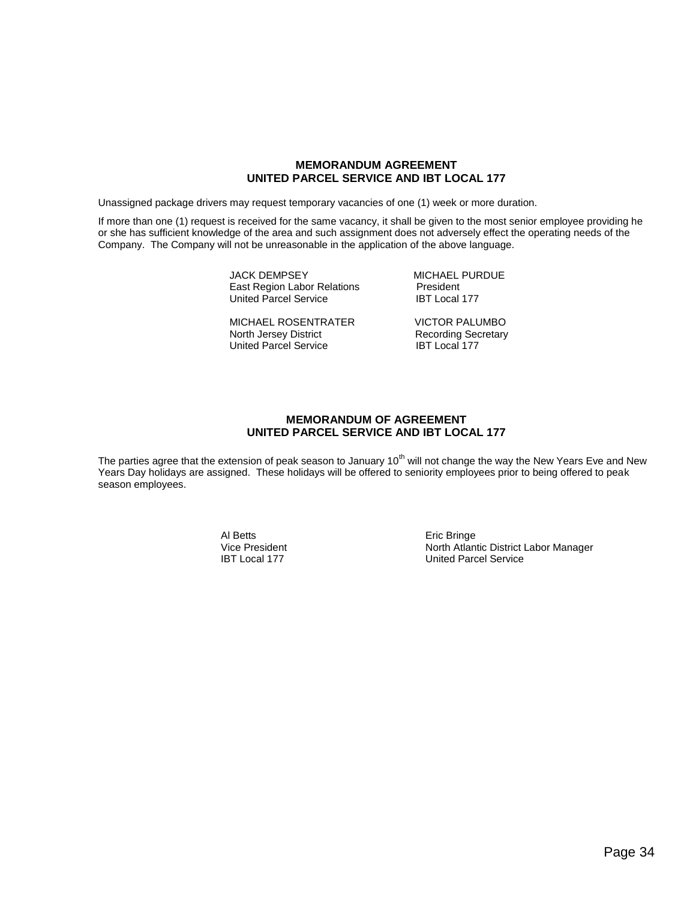**MEMORANDUM AGREEMENT**
**UNITED PARCEL SERVICE AND IBT LOCAL 177**

Unassigned package drivers may request temporary vacancies of one (1) week or more duration.

If more than one (1) request is received for the same vacancy, it shall be given to the most senior employee providing he or she has sufficient knowledge of the area and such assignment does not adversely effect the operating needs of the Company. The Company will not be unreasonable in the application of the above language.

| | |
|---|---|
| JACK DEMPSEY<br>East Region Labor Relations<br>United Parcel Service | MICHAEL PURDUE<br>President<br>IBT Local 177 |
| MICHAEL ROSENTRATER<br>North Jersey District<br>United Parcel Service | VICTOR PALUMBO<br>Recording Secretary<br>IBT Local 177 |

**MEMORANDUM OF AGREEMENT**
**UNITED PARCEL SERVICE AND IBT LOCAL 177**

The parties agree that the extension of peak season to January 10th will not change the way the New Years Eve and New Years Day holidays are assigned. These holidays will be offered to seniority employees prior to being offered to peak season employees.

| | |
|---|---|
| Al Betts<br>Vice President<br>IBT Local 177 | Eric Bringe<br>North Atlantic District Labor Manager<br>United Parcel Service |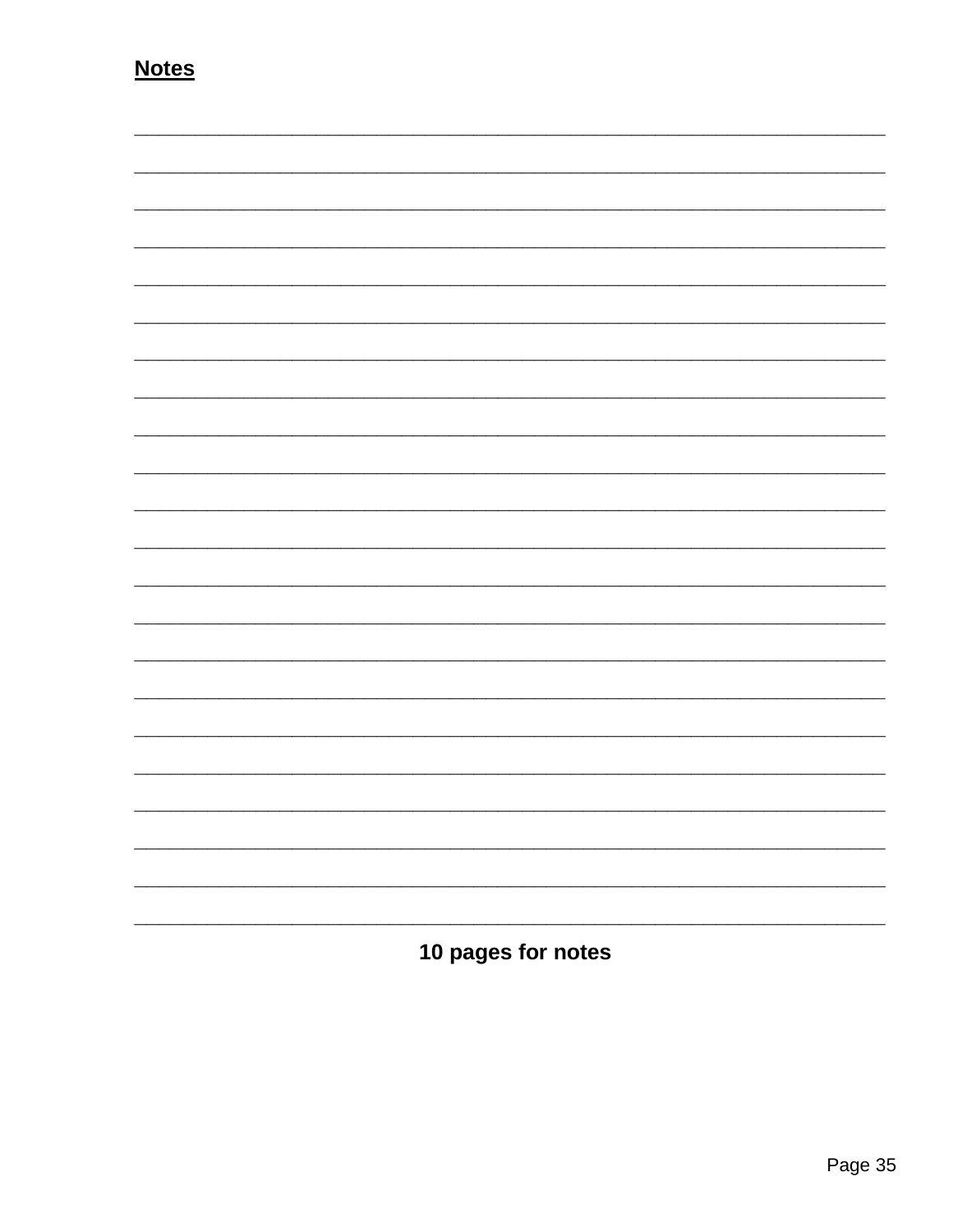**Notes**

\_\_\_\_\_\_\_\_\_\_\_\_\_\_\_\_\_\_\_\_\_\_\_\_\_\_\_\_\_\_\_\_\_\_\_\_\_\_\_\_\_\_\_\_\_\_\_\_\_\_\_\_\_\_\_\_\_\_\_\_\_\_\_\_\_\_\_\_\_\_\_\_\_\_\_\_\_\_

\_\_\_\_\_\_\_\_\_\_\_\_\_\_\_\_\_\_\_\_\_\_\_\_\_\_\_\_\_\_\_\_\_\_\_\_\_\_\_\_\_\_\_\_\_\_\_\_\_\_\_\_\_\_\_\_\_\_\_\_\_\_\_\_\_\_\_\_\_\_\_\_\_\_\_\_\_\_

\_\_\_\_\_\_\_\_\_\_\_\_\_\_\_\_\_\_\_\_\_\_\_\_\_\_\_\_\_\_\_\_\_\_\_\_\_\_\_\_\_\_\_\_\_\_\_\_\_\_\_\_\_\_\_\_\_\_\_\_\_\_\_\_\_\_\_\_\_\_\_\_\_\_\_\_\_\_

\_\_\_\_\_\_\_\_\_\_\_\_\_\_\_\_\_\_\_\_\_\_\_\_\_\_\_\_\_\_\_\_\_\_\_\_\_\_\_\_\_\_\_\_\_\_\_\_\_\_\_\_\_\_\_\_\_\_\_\_\_\_\_\_\_\_\_\_\_\_\_\_\_\_\_\_\_\_

\_\_\_\_\_\_\_\_\_\_\_\_\_\_\_\_\_\_\_\_\_\_\_\_\_\_\_\_\_\_\_\_\_\_\_\_\_\_\_\_\_\_\_\_\_\_\_\_\_\_\_\_\_\_\_\_\_\_\_\_\_\_\_\_\_\_\_\_\_\_\_\_\_\_\_\_\_\_

\_\_\_\_\_\_\_\_\_\_\_\_\_\_\_\_\_\_\_\_\_\_\_\_\_\_\_\_\_\_\_\_\_\_\_\_\_\_\_\_\_\_\_\_\_\_\_\_\_\_\_\_\_\_\_\_\_\_\_\_\_\_\_\_\_\_\_\_\_\_\_\_\_\_\_\_\_\_

\_\_\_\_\_\_\_\_\_\_\_\_\_\_\_\_\_\_\_\_\_\_\_\_\_\_\_\_\_\_\_\_\_\_\_\_\_\_\_\_\_\_\_\_\_\_\_\_\_\_\_\_\_\_\_\_\_\_\_\_\_\_\_\_\_\_\_\_\_\_\_\_\_\_\_\_\_\_

\_\_\_\_\_\_\_\_\_\_\_\_\_\_\_\_\_\_\_\_\_\_\_\_\_\_\_\_\_\_\_\_\_\_\_\_\_\_\_\_\_\_\_\_\_\_\_\_\_\_\_\_\_\_\_\_\_\_\_\_\_\_\_\_\_\_\_\_\_\_\_\_\_\_\_\_\_\_

\_\_\_\_\_\_\_\_\_\_\_\_\_\_\_\_\_\_\_\_\_\_\_\_\_\_\_\_\_\_\_\_\_\_\_\_\_\_\_\_\_\_\_\_\_\_\_\_\_\_\_\_\_\_\_\_\_\_\_\_\_\_\_\_\_\_\_\_\_\_\_\_\_\_\_\_\_\_

\_\_\_\_\_\_\_\_\_\_\_\_\_\_\_\_\_\_\_\_\_\_\_\_\_\_\_\_\_\_\_\_\_\_\_\_\_\_\_\_\_\_\_\_\_\_\_\_\_\_\_\_\_\_\_\_\_\_\_\_\_\_\_\_\_\_\_\_\_\_\_\_\_\_\_\_\_\_

\_\_\_\_\_\_\_\_\_\_\_\_\_\_\_\_\_\_\_\_\_\_\_\_\_\_\_\_\_\_\_\_\_\_\_\_\_\_\_\_\_\_\_\_\_\_\_\_\_\_\_\_\_\_\_\_\_\_\_\_\_\_\_\_\_\_\_\_\_\_\_\_\_\_\_\_\_\_

\_\_\_\_\_\_\_\_\_\_\_\_\_\_\_\_\_\_\_\_\_\_\_\_\_\_\_\_\_\_\_\_\_\_\_\_\_\_\_\_\_\_\_\_\_\_\_\_\_\_\_\_\_\_\_\_\_\_\_\_\_\_\_\_\_\_\_\_\_\_\_\_\_\_\_\_\_\_

\_\_\_\_\_\_\_\_\_\_\_\_\_\_\_\_\_\_\_\_\_\_\_\_\_\_\_\_\_\_\_\_\_\_\_\_\_\_\_\_\_\_\_\_\_\_\_\_\_\_\_\_\_\_\_\_\_\_\_\_\_\_\_\_\_\_\_\_\_\_\_\_\_\_\_\_\_\_

\_\_\_\_\_\_\_\_\_\_\_\_\_\_\_\_\_\_\_\_\_\_\_\_\_\_\_\_\_\_\_\_\_\_\_\_\_\_\_\_\_\_\_\_\_\_\_\_\_\_\_\_\_\_\_\_\_\_\_\_\_\_\_\_\_\_\_\_\_\_\_\_\_\_\_\_\_\_

\_\_\_\_\_\_\_\_\_\_\_\_\_\_\_\_\_\_\_\_\_\_\_\_\_\_\_\_\_\_\_\_\_\_\_\_\_\_\_\_\_\_\_\_\_\_\_\_\_\_\_\_\_\_\_\_\_\_\_\_\_\_\_\_\_\_\_\_\_\_\_\_\_\_\_\_\_\_

\_\_\_\_\_\_\_\_\_\_\_\_\_\_\_\_\_\_\_\_\_\_\_\_\_\_\_\_\_\_\_\_\_\_\_\_\_\_\_\_\_\_\_\_\_\_\_\_\_\_\_\_\_\_\_\_\_\_\_\_\_\_\_\_\_\_\_\_\_\_\_\_\_\_\_\_\_\_

\_\_\_\_\_\_\_\_\_\_\_\_\_\_\_\_\_\_\_\_\_\_\_\_\_\_\_\_\_\_\_\_\_\_\_\_\_\_\_\_\_\_\_\_\_\_\_\_\_\_\_\_\_\_\_\_\_\_\_\_\_\_\_\_\_\_\_\_\_\_\_\_\_\_\_\_\_\_

\_\_\_\_\_\_\_\_\_\_\_\_\_\_\_\_\_\_\_\_\_\_\_\_\_\_\_\_\_\_\_\_\_\_\_\_\_\_\_\_\_\_\_\_\_\_\_\_\_\_\_\_\_\_\_\_\_\_\_\_\_\_\_\_\_\_\_\_\_\_\_\_\_\_\_\_\_\_

\_\_\_\_\_\_\_\_\_\_\_\_\_\_\_\_\_\_\_\_\_\_\_\_\_\_\_\_\_\_\_\_\_\_\_\_\_\_\_\_\_\_\_\_\_\_\_\_\_\_\_\_\_\_\_\_\_\_\_\_\_\_\_\_\_\_\_\_\_\_\_\_\_\_\_\_\_\_

\_\_\_\_\_\_\_\_\_\_\_\_\_\_\_\_\_\_\_\_\_\_\_\_\_\_\_\_\_\_\_\_\_\_\_\_\_\_\_\_\_\_\_\_\_\_\_\_\_\_\_\_\_\_\_\_\_\_\_\_\_\_\_\_\_\_\_\_\_\_\_\_\_\_\_\_\_\_

\_\_\_\_\_\_\_\_\_\_\_\_\_\_\_\_\_\_\_\_\_\_\_\_\_\_\_\_\_\_\_\_\_\_\_\_\_\_\_\_\_\_\_\_\_\_\_\_\_\_\_\_\_\_\_\_\_\_\_\_\_\_\_\_\_\_\_\_\_\_\_\_\_\_\_\_\_\_

\_\_\_\_\_\_\_\_\_\_\_\_\_\_\_\_\_\_\_\_\_\_\_\_\_\_\_\_\_\_\_\_\_\_\_\_\_\_\_\_\_\_\_\_\_\_\_\_\_\_\_\_\_\_\_\_\_\_\_\_\_\_\_\_\_\_\_\_\_\_\_\_\_\_\_\_\_\_

**10 pages for notes**